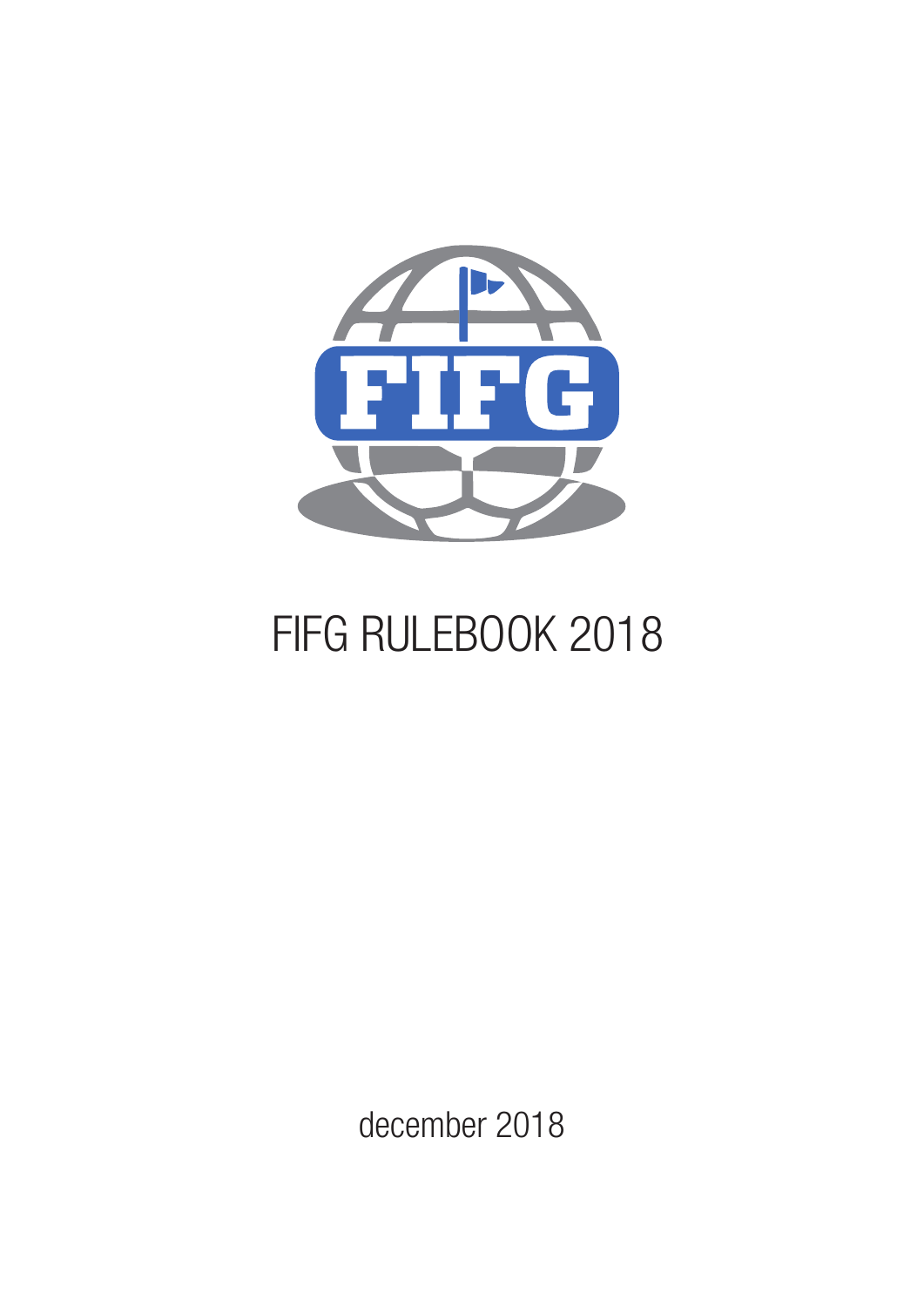# FIFG RULEBOOK 2018

december 2018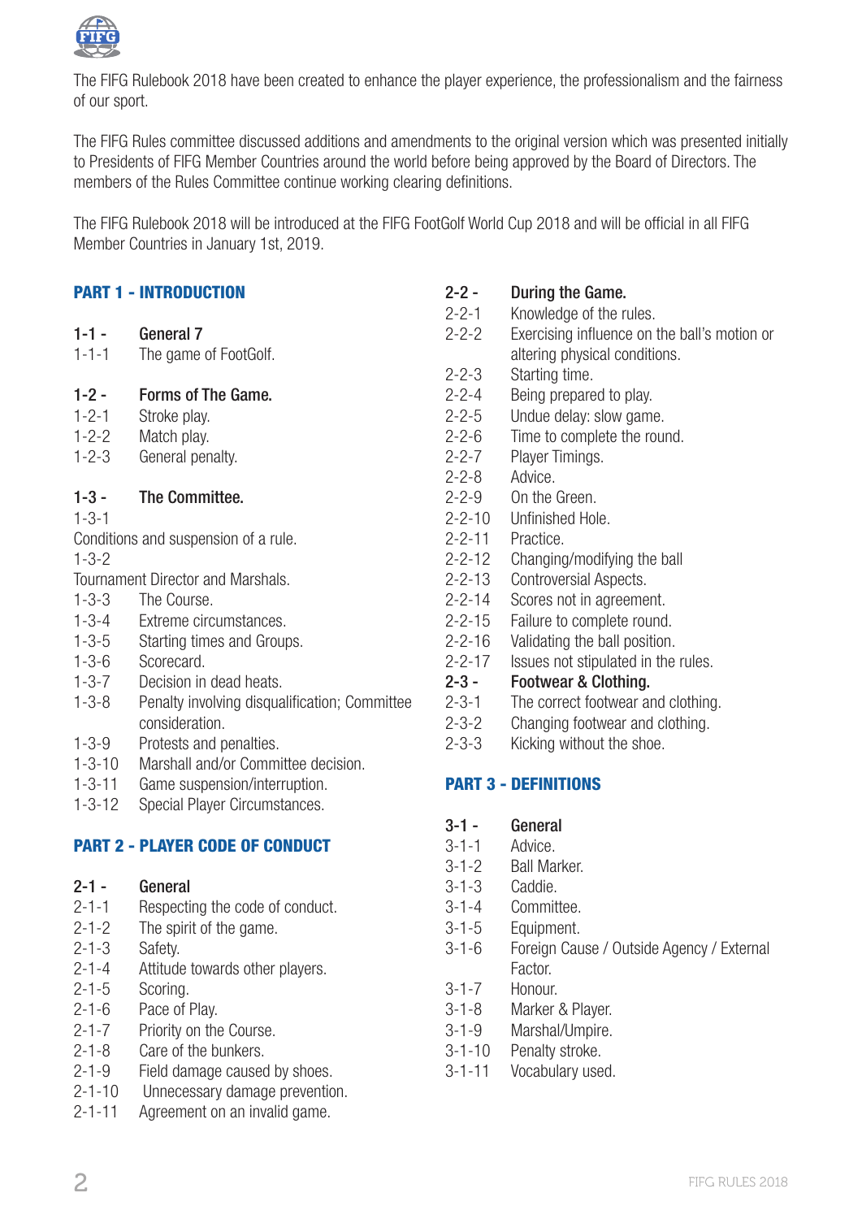The FIFG Rulebook 2018 have been created to enhance the player experience, the professionalism and the fairness of our sport.

The FIFG Rules committee discussed additions and amendments to the original version which was presented initially to Presidents of FIFG Member Countries around the world before being approved by the Board of Directors. The members of the Rules Committee continue working clearing definitions.

The FIFG Rulebook 2018 will be introduced at the FIFG FootGolf World Cup 2018 and will be official in all FIFG Member Countries in January 1st, 2019.

## PART 1 - INTRODUCTION

**1-1 - General 7**
1-1-1 The game of FootGolf.

**1-2 - Forms of The Game.**
1-2-1 Stroke play.
1-2-2 Match play.
1-2-3 General penalty.

**1-3 - The Committee.**
1-3-1
Conditions and suspension of a rule.
1-3-2
Tournament Director and Marshals.
1-3-3 The Course.
1-3-4 Extreme circumstances.
1-3-5 Starting times and Groups.
1-3-6 Scorecard.
1-3-7 Decision in dead heats.
1-3-8 Penalty involving disqualification; Committee consideration.
1-3-9 Protests and penalties.
1-3-10 Marshall and/or Committee decision.
1-3-11 Game suspension/interruption.
1-3-12 Special Player Circumstances.

## PART 2 - PLAYER CODE OF CONDUCT

**2-1 - General**
2-1-1 Respecting the code of conduct.
2-1-2 The spirit of the game.
2-1-3 Safety.
2-1-4 Attitude towards other players.
2-1-5 Scoring.
2-1-6 Pace of Play.
2-1-7 Priority on the Course.
2-1-8 Care of the bunkers.
2-1-9 Field damage caused by shoes.
2-1-10 Unnecessary damage prevention.
2-1-11 Agreement on an invalid game.

**2-2 - During the Game.**
2-2-1 Knowledge of the rules.
2-2-2 Exercising influence on the ball's motion or altering physical conditions.
2-2-3 Starting time.
2-2-4 Being prepared to play.
2-2-5 Undue delay: slow game.
2-2-6 Time to complete the round.
2-2-7 Player Timings.
2-2-8 Advice.
2-2-9 On the Green.
2-2-10 Unfinished Hole.
2-2-11 Practice.
2-2-12 Changing/modifying the ball
2-2-13 Controversial Aspects.
2-2-14 Scores not in agreement.
2-2-15 Failure to complete round.
2-2-16 Validating the ball position.
2-2-17 Issues not stipulated in the rules.

**2-3 - Footwear & Clothing.**
2-3-1 The correct footwear and clothing.
2-3-2 Changing footwear and clothing.
2-3-3 Kicking without the shoe.

## PART 3 - DEFINITIONS

**3-1 - General**
3-1-1 Advice.
3-1-2 Ball Marker.
3-1-3 Caddie.
3-1-4 Committee.
3-1-5 Equipment.
3-1-6 Foreign Cause / Outside Agency / External Factor.
3-1-7 Honour.
3-1-8 Marker & Player.
3-1-9 Marshal/Umpire.
3-1-10 Penalty stroke.
3-1-11 Vocabulary used.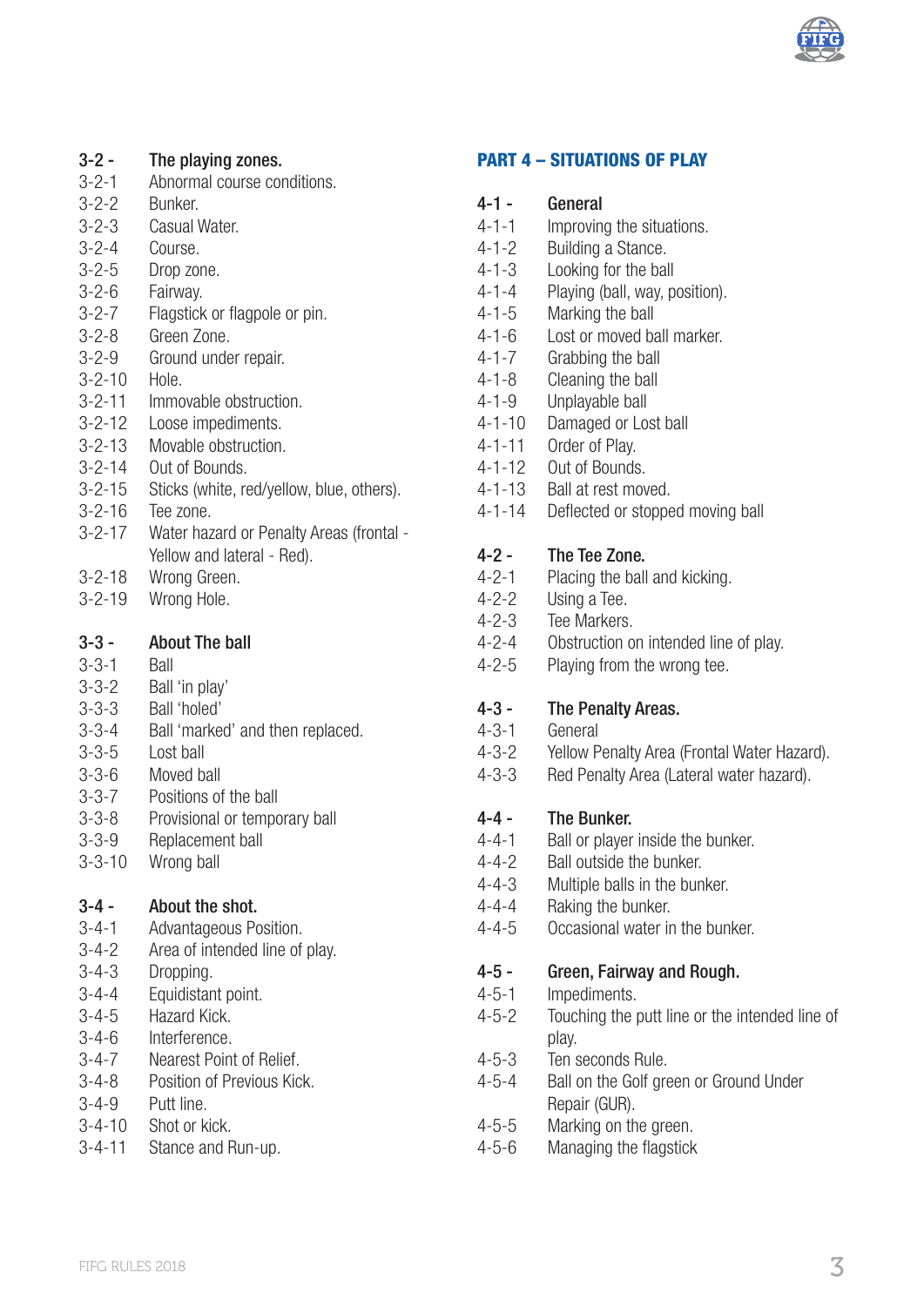**3-2 - The playing zones.**

- 3-2-1 Abnormal course conditions.
- 3-2-2 Bunker.
- 3-2-3 Casual Water.
- 3-2-4 Course.
- 3-2-5 Drop zone.
- 3-2-6 Fairway.
- 3-2-7 Flagstick or flagpole or pin.
- 3-2-8 Green Zone.
- 3-2-9 Ground under repair.
- 3-2-10 Hole.
- 3-2-11 Immovable obstruction.
- 3-2-12 Loose impediments.
- 3-2-13 Movable obstruction.
- 3-2-14 Out of Bounds.
- 3-2-15 Sticks (white, red/yellow, blue, others).
- 3-2-16 Tee zone.
- 3-2-17 Water hazard or Penalty Areas (frontal - Yellow and lateral - Red).
- 3-2-18 Wrong Green.
- 3-2-19 Wrong Hole.

**3-3 - About The ball**

- 3-3-1 Ball
- 3-3-2 Ball 'in play'
- 3-3-3 Ball 'holed'
- 3-3-4 Ball 'marked' and then replaced.
- 3-3-5 Lost ball
- 3-3-6 Moved ball
- 3-3-7 Positions of the ball
- 3-3-8 Provisional or temporary ball
- 3-3-9 Replacement ball
- 3-3-10 Wrong ball

**3-4 - About the shot.**

- 3-4-1 Advantageous Position.
- 3-4-2 Area of intended line of play.
- 3-4-3 Dropping.
- 3-4-4 Equidistant point.
- 3-4-5 Hazard Kick.
- 3-4-6 Interference.
- 3-4-7 Nearest Point of Relief.
- 3-4-8 Position of Previous Kick.
- 3-4-9 Putt line.
- 3-4-10 Shot or kick.
- 3-4-11 Stance and Run-up.

## PART 4 – SITUATIONS OF PLAY

**4-1 - General**

- 4-1-1 Improving the situations.
- 4-1-2 Building a Stance.
- 4-1-3 Looking for the ball
- 4-1-4 Playing (ball, way, position).
- 4-1-5 Marking the ball
- 4-1-6 Lost or moved ball marker.
- 4-1-7 Grabbing the ball
- 4-1-8 Cleaning the ball
- 4-1-9 Unplayable ball
- 4-1-10 Damaged or Lost ball
- 4-1-11 Order of Play.
- 4-1-12 Out of Bounds.
- 4-1-13 Ball at rest moved.
- 4-1-14 Deflected or stopped moving ball

**4-2 - The Tee Zone.**

- 4-2-1 Placing the ball and kicking.
- 4-2-2 Using a Tee.
- 4-2-3 Tee Markers.
- 4-2-4 Obstruction on intended line of play.
- 4-2-5 Playing from the wrong tee.

**4-3 - The Penalty Areas.**

- 4-3-1 General
- 4-3-2 Yellow Penalty Area (Frontal Water Hazard).
- 4-3-3 Red Penalty Area (Lateral water hazard).

**4-4 - The Bunker.**

- 4-4-1 Ball or player inside the bunker.
- 4-4-2 Ball outside the bunker.
- 4-4-3 Multiple balls in the bunker.
- 4-4-4 Raking the bunker.
- 4-4-5 Occasional water in the bunker.

**4-5 - Green, Fairway and Rough.**

- 4-5-1 Impediments.
- 4-5-2 Touching the putt line or the intended line of play.
- 4-5-3 Ten seconds Rule.
- 4-5-4 Ball on the Golf green or Ground Under Repair (GUR).
- 4-5-5 Marking on the green.
- 4-5-6 Managing the flagstick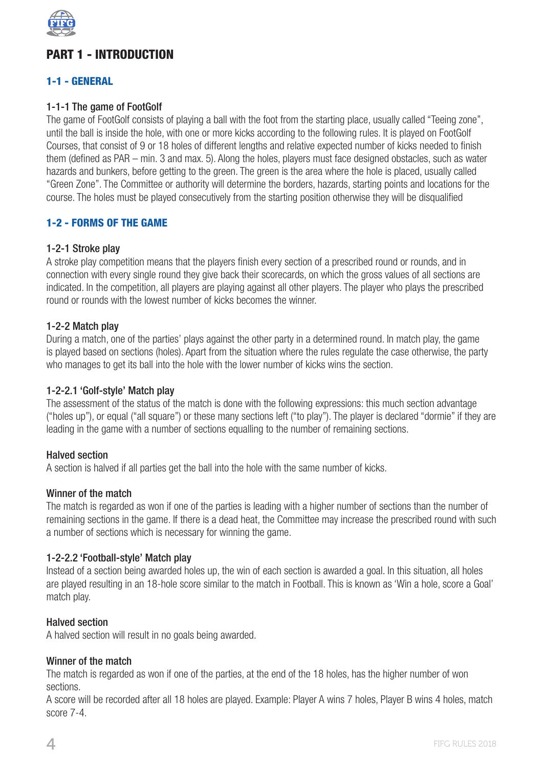# PART 1 - INTRODUCTION

## 1-1 - GENERAL

### 1-1-1 The game of FootGolf

The game of FootGolf consists of playing a ball with the foot from the starting place, usually called "Teeing zone", until the ball is inside the hole, with one or more kicks according to the following rules. It is played on FootGolf Courses, that consist of 9 or 18 holes of different lengths and relative expected number of kicks needed to finish them (defined as PAR – min. 3 and max. 5). Along the holes, players must face designed obstacles, such as water hazards and bunkers, before getting to the green. The green is the area where the hole is placed, usually called "Green Zone". The Committee or authority will determine the borders, hazards, starting points and locations for the course. The holes must be played consecutively from the starting position otherwise they will be disqualified

## 1-2 - FORMS OF THE GAME

### 1-2-1 Stroke play

A stroke play competition means that the players finish every section of a prescribed round or rounds, and in connection with every single round they give back their scorecards, on which the gross values of all sections are indicated. In the competition, all players are playing against all other players. The player who plays the prescribed round or rounds with the lowest number of kicks becomes the winner.

### 1-2-2 Match play

During a match, one of the parties' plays against the other party in a determined round. In match play, the game is played based on sections (holes). Apart from the situation where the rules regulate the case otherwise, the party who manages to get its ball into the hole with the lower number of kicks wins the section.

### 1-2-2.1 'Golf-style' Match play

The assessment of the status of the match is done with the following expressions: this much section advantage ("holes up"), or equal ("all square") or these many sections left ("to play"). The player is declared "dormie" if they are leading in the game with a number of sections equalling to the number of remaining sections.

#### Halved section

A section is halved if all parties get the ball into the hole with the same number of kicks.

#### Winner of the match

The match is regarded as won if one of the parties is leading with a higher number of sections than the number of remaining sections in the game. If there is a dead heat, the Committee may increase the prescribed round with such a number of sections which is necessary for winning the game.

### 1-2-2.2 'Football-style' Match play

Instead of a section being awarded holes up, the win of each section is awarded a goal. In this situation, all holes are played resulting in an 18-hole score similar to the match in Football. This is known as 'Win a hole, score a Goal' match play.

#### Halved section

A halved section will result in no goals being awarded.

#### Winner of the match

The match is regarded as won if one of the parties, at the end of the 18 holes, has the higher number of won sections.

A score will be recorded after all 18 holes are played. Example: Player A wins 7 holes, Player B wins 4 holes, match score 7-4.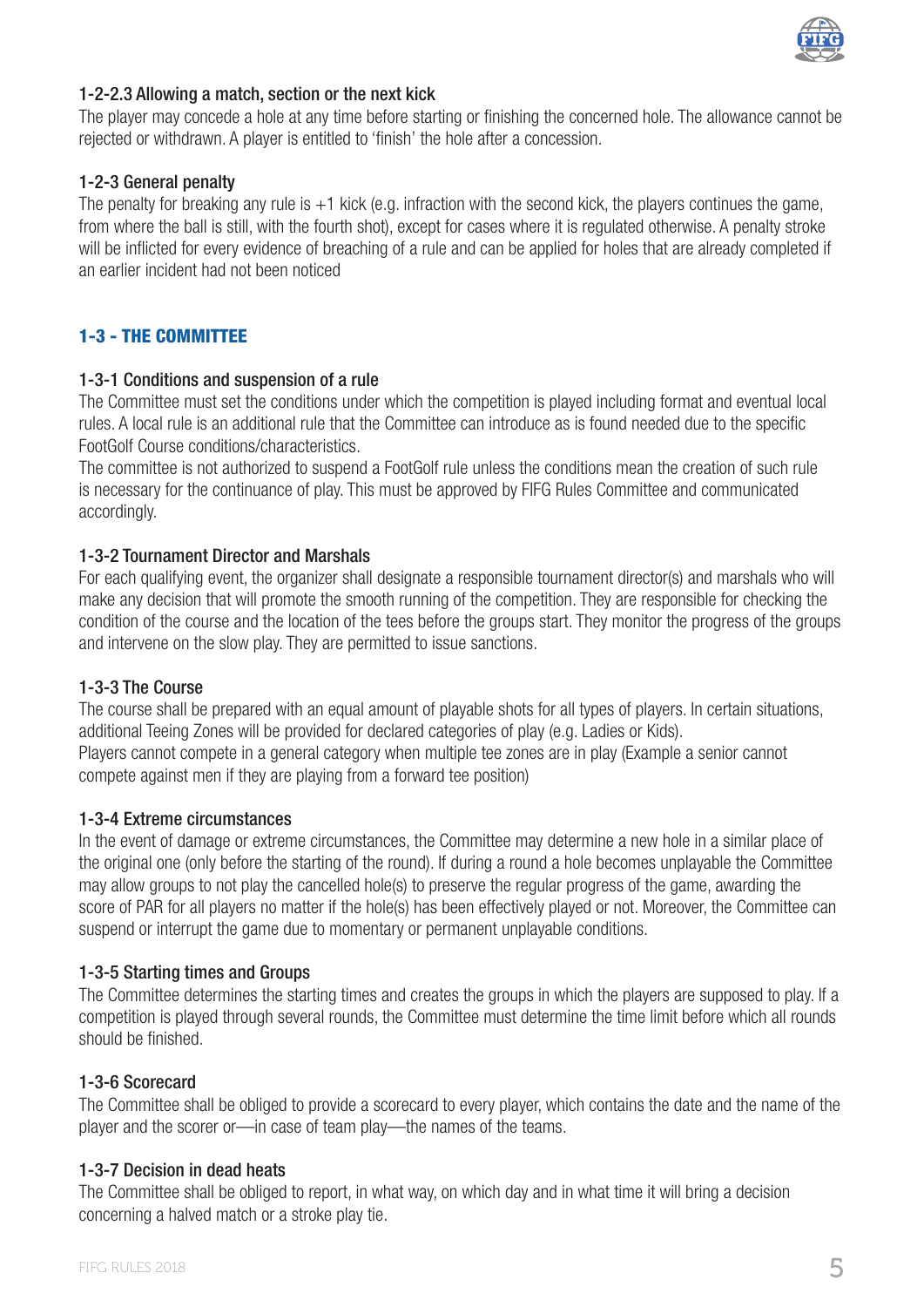#### 1-2-2.3 Allowing a match, section or the next kick

The player may concede a hole at any time before starting or finishing the concerned hole. The allowance cannot be rejected or withdrawn. A player is entitled to 'finish' the hole after a concession.

### 1-2-3 General penalty

The penalty for breaking any rule is +1 kick (e.g. infraction with the second kick, the players continues the game, from where the ball is still, with the fourth shot), except for cases where it is regulated otherwise. A penalty stroke will be inflicted for every evidence of breaching of a rule and can be applied for holes that are already completed if an earlier incident had not been noticed

## 1-3 - THE COMMITTEE

### 1-3-1 Conditions and suspension of a rule

The Committee must set the conditions under which the competition is played including format and eventual local rules. A local rule is an additional rule that the Committee can introduce as is found needed due to the specific FootGolf Course conditions/characteristics.

The committee is not authorized to suspend a FootGolf rule unless the conditions mean the creation of such rule is necessary for the continuance of play. This must be approved by FIFG Rules Committee and communicated accordingly.

### 1-3-2 Tournament Director and Marshals

For each qualifying event, the organizer shall designate a responsible tournament director(s) and marshals who will make any decision that will promote the smooth running of the competition. They are responsible for checking the condition of the course and the location of the tees before the groups start. They monitor the progress of the groups and intervene on the slow play. They are permitted to issue sanctions.

### 1-3-3 The Course

The course shall be prepared with an equal amount of playable shots for all types of players. In certain situations, additional Teeing Zones will be provided for declared categories of play (e.g. Ladies or Kids).

Players cannot compete in a general category when multiple tee zones are in play (Example a senior cannot compete against men if they are playing from a forward tee position)

### 1-3-4 Extreme circumstances

In the event of damage or extreme circumstances, the Committee may determine a new hole in a similar place of the original one (only before the starting of the round). If during a round a hole becomes unplayable the Committee may allow groups to not play the cancelled hole(s) to preserve the regular progress of the game, awarding the score of PAR for all players no matter if the hole(s) has been effectively played or not. Moreover, the Committee can suspend or interrupt the game due to momentary or permanent unplayable conditions.

### 1-3-5 Starting times and Groups

The Committee determines the starting times and creates the groups in which the players are supposed to play. If a competition is played through several rounds, the Committee must determine the time limit before which all rounds should be finished.

### 1-3-6 Scorecard

The Committee shall be obliged to provide a scorecard to every player, which contains the date and the name of the player and the scorer or—in case of team play—the names of the teams.

### 1-3-7 Decision in dead heats

The Committee shall be obliged to report, in what way, on which day and in what time it will bring a decision concerning a halved match or a stroke play tie.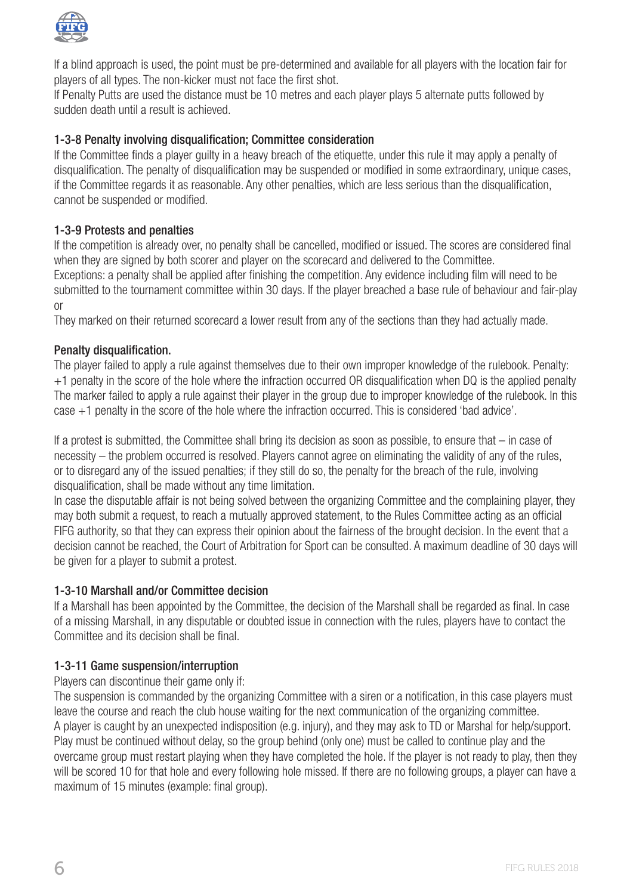If a blind approach is used, the point must be pre-determined and available for all players with the location fair for players of all types. The non-kicker must not face the first shot.
If Penalty Putts are used the distance must be 10 metres and each player plays 5 alternate putts followed by sudden death until a result is achieved.

### 1-3-8 Penalty involving disqualification; Committee consideration

If the Committee finds a player guilty in a heavy breach of the etiquette, under this rule it may apply a penalty of disqualification. The penalty of disqualification may be suspended or modified in some extraordinary, unique cases, if the Committee regards it as reasonable. Any other penalties, which are less serious than the disqualification, cannot be suspended or modified.

### 1-3-9 Protests and penalties

If the competition is already over, no penalty shall be cancelled, modified or issued. The scores are considered final when they are signed by both scorer and player on the scorecard and delivered to the Committee.
Exceptions: a penalty shall be applied after finishing the competition. Any evidence including film will need to be submitted to the tournament committee within 30 days. If the player breached a base rule of behaviour and fair-play or
They marked on their returned scorecard a lower result from any of the sections than they had actually made.

### Penalty disqualification.

The player failed to apply a rule against themselves due to their own improper knowledge of the rulebook. Penalty: +1 penalty in the score of the hole where the infraction occurred OR disqualification when DQ is the applied penalty
The marker failed to apply a rule against their player in the group due to improper knowledge of the rulebook. In this case +1 penalty in the score of the hole where the infraction occurred. This is considered 'bad advice'.

If a protest is submitted, the Committee shall bring its decision as soon as possible, to ensure that – in case of necessity – the problem occurred is resolved. Players cannot agree on eliminating the validity of any of the rules, or to disregard any of the issued penalties; if they still do so, the penalty for the breach of the rule, involving disqualification, shall be made without any time limitation.
In case the disputable affair is not being solved between the organizing Committee and the complaining player, they may both submit a request, to reach a mutually approved statement, to the Rules Committee acting as an official FIFG authority, so that they can express their opinion about the fairness of the brought decision. In the event that a decision cannot be reached, the Court of Arbitration for Sport can be consulted. A maximum deadline of 30 days will be given for a player to submit a protest.

### 1-3-10 Marshall and/or Committee decision

If a Marshall has been appointed by the Committee, the decision of the Marshall shall be regarded as final. In case of a missing Marshall, in any disputable or doubted issue in connection with the rules, players have to contact the Committee and its decision shall be final.

### 1-3-11 Game suspension/interruption

Players can discontinue their game only if:
The suspension is commanded by the organizing Committee with a siren or a notification, in this case players must leave the course and reach the club house waiting for the next communication of the organizing committee.
A player is caught by an unexpected indisposition (e.g. injury), and they may ask to TD or Marshal for help/support. Play must be continued without delay, so the group behind (only one) must be called to continue play and the overcame group must restart playing when they have completed the hole. If the player is not ready to play, then they will be scored 10 for that hole and every following hole missed. If there are no following groups, a player can have a maximum of 15 minutes (example: final group).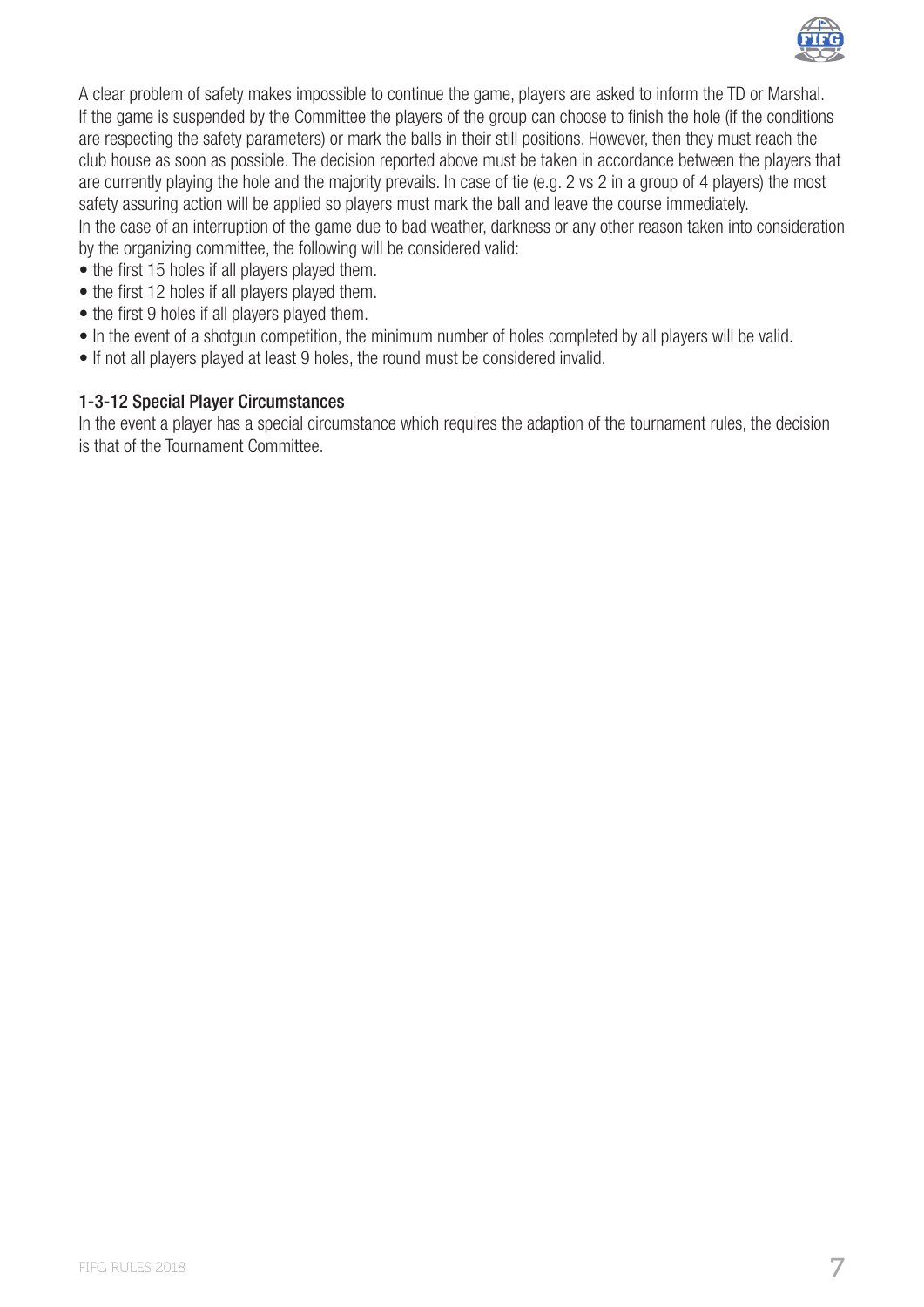A clear problem of safety makes impossible to continue the game, players are asked to inform the TD or Marshal. If the game is suspended by the Committee the players of the group can choose to finish the hole (if the conditions are respecting the safety parameters) or mark the balls in their still positions. However, then they must reach the club house as soon as possible. The decision reported above must be taken in accordance between the players that are currently playing the hole and the majority prevails. In case of tie (e.g. 2 vs 2 in a group of 4 players) the most safety assuring action will be applied so players must mark the ball and leave the course immediately.
In the case of an interruption of the game due to bad weather, darkness or any other reason taken into consideration by the organizing committee, the following will be considered valid:

- the first 15 holes if all players played them.
- the first 12 holes if all players played them.
- the first 9 holes if all players played them.
- In the event of a shotgun competition, the minimum number of holes completed by all players will be valid.
- If not all players played at least 9 holes, the round must be considered invalid.

### 1-3-12 Special Player Circumstances

In the event a player has a special circumstance which requires the adaption of the tournament rules, the decision is that of the Tournament Committee.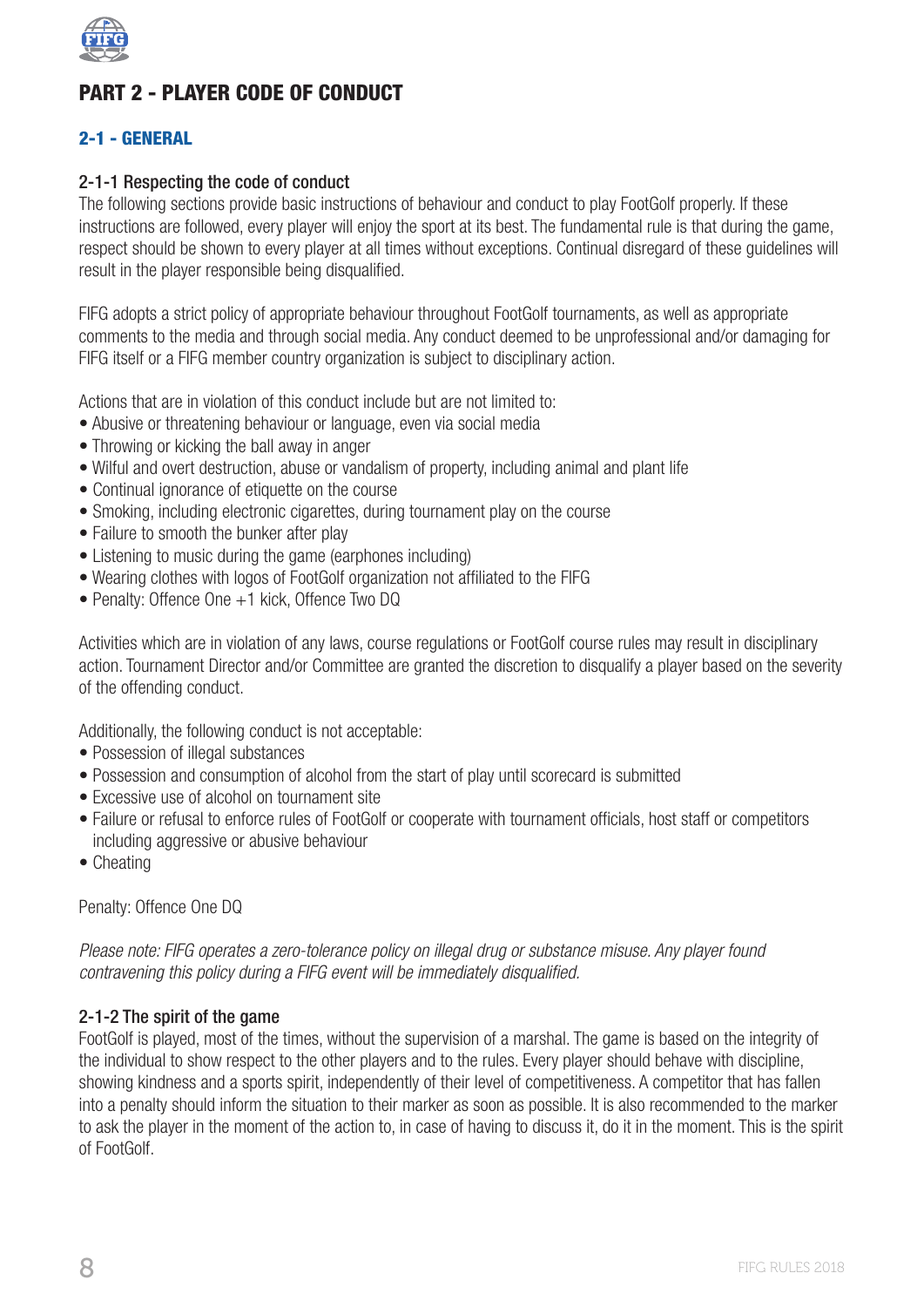# PART 2 - PLAYER CODE OF CONDUCT

## 2-1 - GENERAL

### 2-1-1 Respecting the code of conduct

The following sections provide basic instructions of behaviour and conduct to play FootGolf properly. If these instructions are followed, every player will enjoy the sport at its best. The fundamental rule is that during the game, respect should be shown to every player at all times without exceptions. Continual disregard of these guidelines will result in the player responsible being disqualified.

FIFG adopts a strict policy of appropriate behaviour throughout FootGolf tournaments, as well as appropriate comments to the media and through social media. Any conduct deemed to be unprofessional and/or damaging for FIFG itself or a FIFG member country organization is subject to disciplinary action.

Actions that are in violation of this conduct include but are not limited to:

- Abusive or threatening behaviour or language, even via social media
- Throwing or kicking the ball away in anger
- Wilful and overt destruction, abuse or vandalism of property, including animal and plant life
- Continual ignorance of etiquette on the course
- Smoking, including electronic cigarettes, during tournament play on the course
- Failure to smooth the bunker after play
- Listening to music during the game (earphones including)
- Wearing clothes with logos of FootGolf organization not affiliated to the FIFG
- Penalty: Offence One +1 kick, Offence Two DQ

Activities which are in violation of any laws, course regulations or FootGolf course rules may result in disciplinary action. Tournament Director and/or Committee are granted the discretion to disqualify a player based on the severity of the offending conduct.

Additionally, the following conduct is not acceptable:

- Possession of illegal substances
- Possession and consumption of alcohol from the start of play until scorecard is submitted
- Excessive use of alcohol on tournament site
- Failure or refusal to enforce rules of FootGolf or cooperate with tournament officials, host staff or competitors including aggressive or abusive behaviour
- Cheating

Penalty: Offence One DQ

*Please note: FIFG operates a zero-tolerance policy on illegal drug or substance misuse. Any player found contravening this policy during a FIFG event will be immediately disqualified.*

### 2-1-2 The spirit of the game

FootGolf is played, most of the times, without the supervision of a marshal. The game is based on the integrity of the individual to show respect to the other players and to the rules. Every player should behave with discipline, showing kindness and a sports spirit, independently of their level of competitiveness. A competitor that has fallen into a penalty should inform the situation to their marker as soon as possible. It is also recommended to the marker to ask the player in the moment of the action to, in case of having to discuss it, do it in the moment. This is the spirit of FootGolf.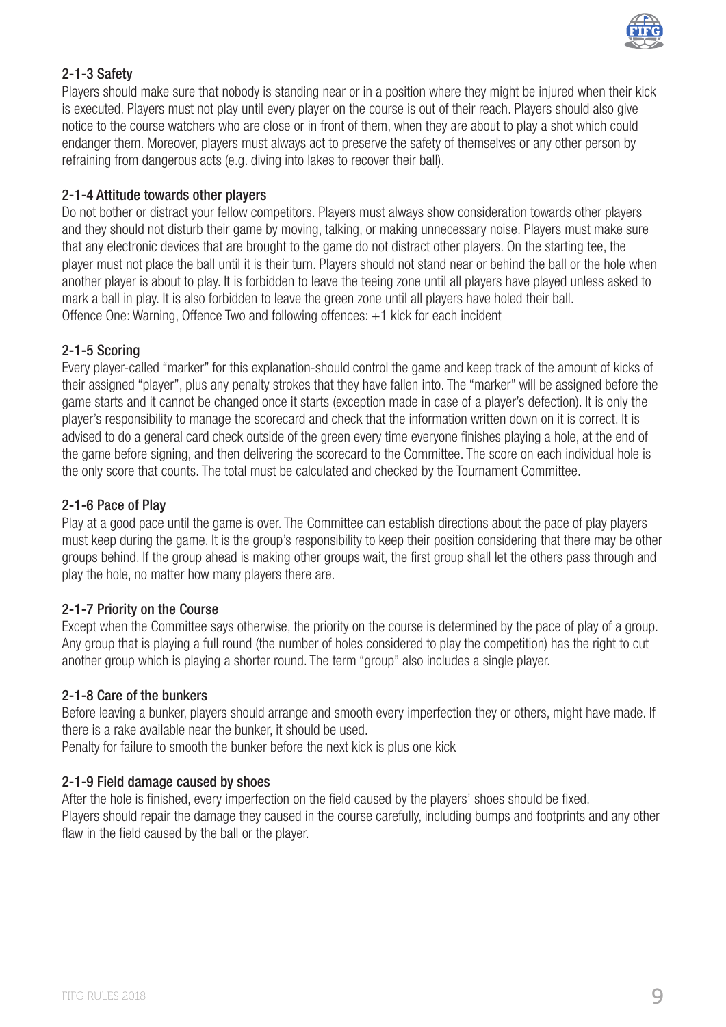### 2-1-3 Safety

Players should make sure that nobody is standing near or in a position where they might be injured when their kick is executed. Players must not play until every player on the course is out of their reach. Players should also give notice to the course watchers who are close or in front of them, when they are about to play a shot which could endanger them. Moreover, players must always act to preserve the safety of themselves or any other person by refraining from dangerous acts (e.g. diving into lakes to recover their ball).

### 2-1-4 Attitude towards other players

Do not bother or distract your fellow competitors. Players must always show consideration towards other players and they should not disturb their game by moving, talking, or making unnecessary noise. Players must make sure that any electronic devices that are brought to the game do not distract other players. On the starting tee, the player must not place the ball until it is their turn. Players should not stand near or behind the ball or the hole when another player is about to play. It is forbidden to leave the teeing zone until all players have played unless asked to mark a ball in play. It is also forbidden to leave the green zone until all players have holed their ball.
Offence One: Warning, Offence Two and following offences: +1 kick for each incident

### 2-1-5 Scoring

Every player-called "marker" for this explanation-should control the game and keep track of the amount of kicks of their assigned "player", plus any penalty strokes that they have fallen into. The "marker" will be assigned before the game starts and it cannot be changed once it starts (exception made in case of a player's defection). It is only the player's responsibility to manage the scorecard and check that the information written down on it is correct. It is advised to do a general card check outside of the green every time everyone finishes playing a hole, at the end of the game before signing, and then delivering the scorecard to the Committee. The score on each individual hole is the only score that counts. The total must be calculated and checked by the Tournament Committee.

### 2-1-6 Pace of Play

Play at a good pace until the game is over. The Committee can establish directions about the pace of play players must keep during the game. It is the group's responsibility to keep their position considering that there may be other groups behind. If the group ahead is making other groups wait, the first group shall let the others pass through and play the hole, no matter how many players there are.

### 2-1-7 Priority on the Course

Except when the Committee says otherwise, the priority on the course is determined by the pace of play of a group. Any group that is playing a full round (the number of holes considered to play the competition) has the right to cut another group which is playing a shorter round. The term "group" also includes a single player.

### 2-1-8 Care of the bunkers

Before leaving a bunker, players should arrange and smooth every imperfection they or others, might have made. If there is a rake available near the bunker, it should be used.
Penalty for failure to smooth the bunker before the next kick is plus one kick

### 2-1-9 Field damage caused by shoes

After the hole is finished, every imperfection on the field caused by the players' shoes should be fixed.
Players should repair the damage they caused in the course carefully, including bumps and footprints and any other flaw in the field caused by the ball or the player.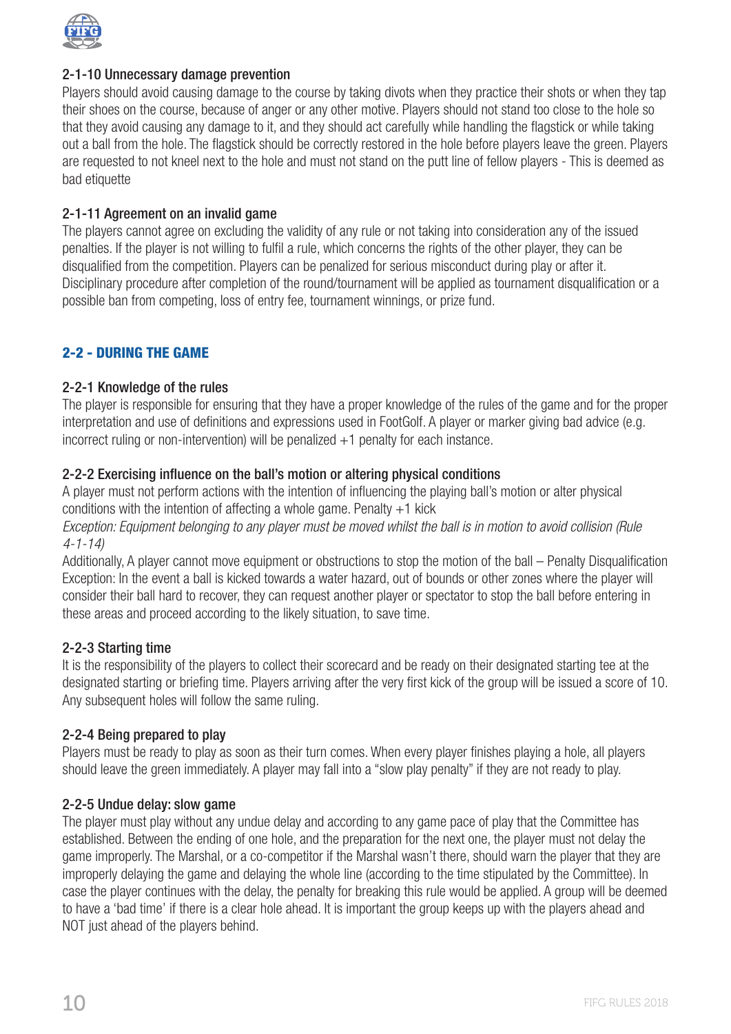#### 2-1-10 Unnecessary damage prevention

Players should avoid causing damage to the course by taking divots when they practice their shots or when they tap their shoes on the course, because of anger or any other motive. Players should not stand too close to the hole so that they avoid causing any damage to it, and they should act carefully while handling the flagstick or while taking out a ball from the hole. The flagstick should be correctly restored in the hole before players leave the green. Players are requested to not kneel next to the hole and must not stand on the putt line of fellow players - This is deemed as bad etiquette

#### 2-1-11 Agreement on an invalid game

The players cannot agree on excluding the validity of any rule or not taking into consideration any of the issued penalties. If the player is not willing to fulfil a rule, which concerns the rights of the other player, they can be disqualified from the competition. Players can be penalized for serious misconduct during play or after it. Disciplinary procedure after completion of the round/tournament will be applied as tournament disqualification or a possible ban from competing, loss of entry fee, tournament winnings, or prize fund.

### 2-2 - DURING THE GAME

#### 2-2-1 Knowledge of the rules

The player is responsible for ensuring that they have a proper knowledge of the rules of the game and for the proper interpretation and use of definitions and expressions used in FootGolf. A player or marker giving bad advice (e.g. incorrect ruling or non-intervention) will be penalized +1 penalty for each instance.

#### 2-2-2 Exercising influence on the ball's motion or altering physical conditions

A player must not perform actions with the intention of influencing the playing ball's motion or alter physical conditions with the intention of affecting a whole game. Penalty +1 kick

*Exception: Equipment belonging to any player must be moved whilst the ball is in motion to avoid collision (Rule 4-1-14)*

Additionally, A player cannot move equipment or obstructions to stop the motion of the ball – Penalty Disqualification

Exception: In the event a ball is kicked towards a water hazard, out of bounds or other zones where the player will consider their ball hard to recover, they can request another player or spectator to stop the ball before entering in these areas and proceed according to the likely situation, to save time.

#### 2-2-3 Starting time

It is the responsibility of the players to collect their scorecard and be ready on their designated starting tee at the designated starting or briefing time. Players arriving after the very first kick of the group will be issued a score of 10. Any subsequent holes will follow the same ruling.

#### 2-2-4 Being prepared to play

Players must be ready to play as soon as their turn comes. When every player finishes playing a hole, all players should leave the green immediately. A player may fall into a "slow play penalty" if they are not ready to play.

#### 2-2-5 Undue delay: slow game

The player must play without any undue delay and according to any game pace of play that the Committee has established. Between the ending of one hole, and the preparation for the next one, the player must not delay the game improperly. The Marshal, or a co-competitor if the Marshal wasn't there, should warn the player that they are improperly delaying the game and delaying the whole line (according to the time stipulated by the Committee). In case the player continues with the delay, the penalty for breaking this rule would be applied. A group will be deemed to have a 'bad time' if there is a clear hole ahead. It is important the group keeps up with the players ahead and NOT just ahead of the players behind.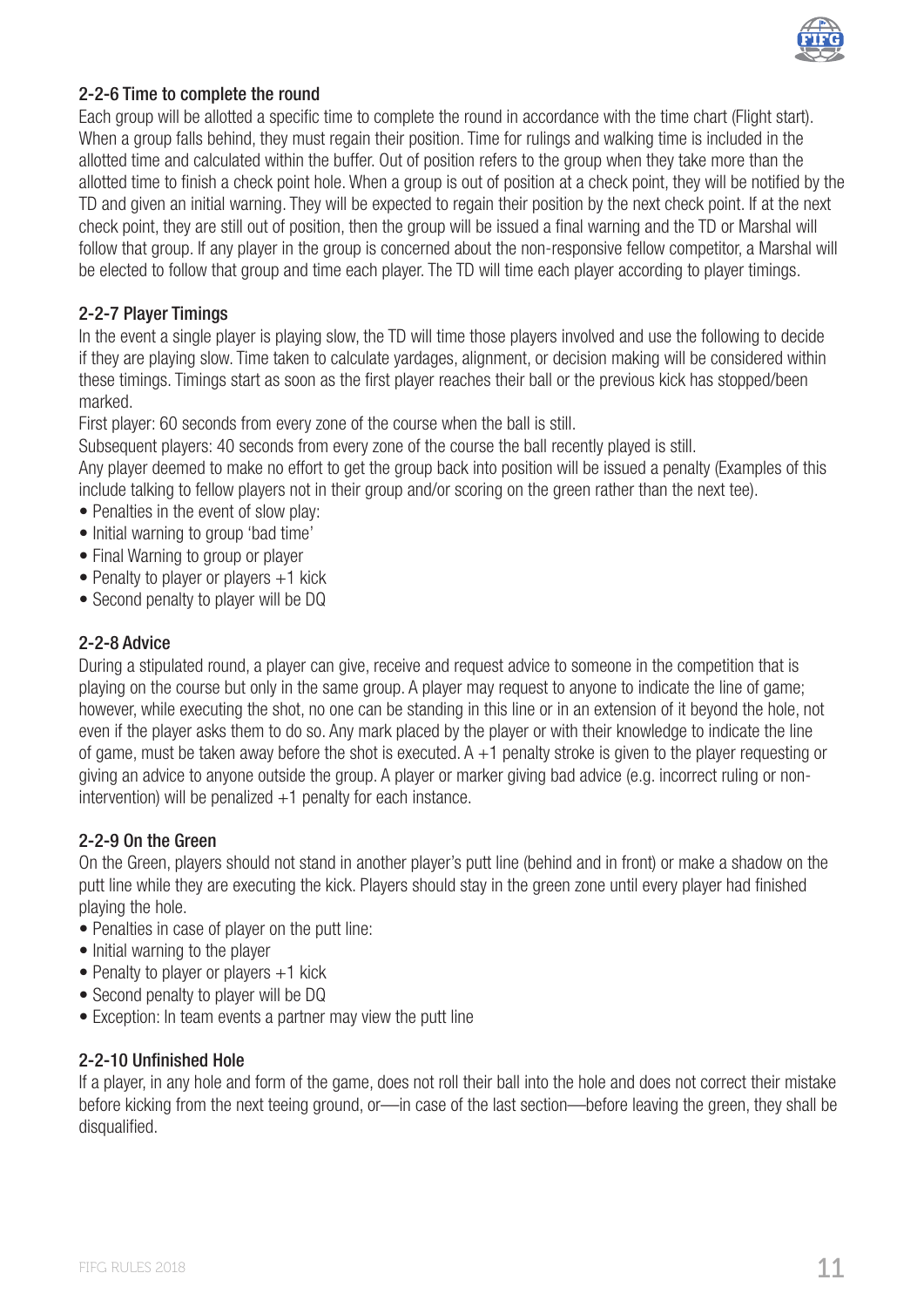### 2-2-6 Time to complete the round

Each group will be allotted a specific time to complete the round in accordance with the time chart (Flight start). When a group falls behind, they must regain their position. Time for rulings and walking time is included in the allotted time and calculated within the buffer. Out of position refers to the group when they take more than the allotted time to finish a check point hole. When a group is out of position at a check point, they will be notified by the TD and given an initial warning. They will be expected to regain their position by the next check point. If at the next check point, they are still out of position, then the group will be issued a final warning and the TD or Marshal will follow that group. If any player in the group is concerned about the non-responsive fellow competitor, a Marshal will be elected to follow that group and time each player. The TD will time each player according to player timings.

### 2-2-7 Player Timings

In the event a single player is playing slow, the TD will time those players involved and use the following to decide if they are playing slow. Time taken to calculate yardages, alignment, or decision making will be considered within these timings. Timings start as soon as the first player reaches their ball or the previous kick has stopped/been marked.

First player: 60 seconds from every zone of the course when the ball is still.

Subsequent players: 40 seconds from every zone of the course the ball recently played is still.

Any player deemed to make no effort to get the group back into position will be issued a penalty (Examples of this include talking to fellow players not in their group and/or scoring on the green rather than the next tee).

- Penalties in the event of slow play:
- Initial warning to group 'bad time'
- Final Warning to group or player
- Penalty to player or players +1 kick
- Second penalty to player will be DQ

### 2-2-8 Advice

During a stipulated round, a player can give, receive and request advice to someone in the competition that is playing on the course but only in the same group. A player may request to anyone to indicate the line of game; however, while executing the shot, no one can be standing in this line or in an extension of it beyond the hole, not even if the player asks them to do so. Any mark placed by the player or with their knowledge to indicate the line of game, must be taken away before the shot is executed. A +1 penalty stroke is given to the player requesting or giving an advice to anyone outside the group. A player or marker giving bad advice (e.g. incorrect ruling or non-intervention) will be penalized +1 penalty for each instance.

### 2-2-9 On the Green

On the Green, players should not stand in another player's putt line (behind and in front) or make a shadow on the putt line while they are executing the kick. Players should stay in the green zone until every player had finished playing the hole.

- Penalties in case of player on the putt line:
- Initial warning to the player
- Penalty to player or players +1 kick
- Second penalty to player will be DQ
- Exception: In team events a partner may view the putt line

### 2-2-10 Unfinished Hole

If a player, in any hole and form of the game, does not roll their ball into the hole and does not correct their mistake before kicking from the next teeing ground, or—in case of the last section—before leaving the green, they shall be disqualified.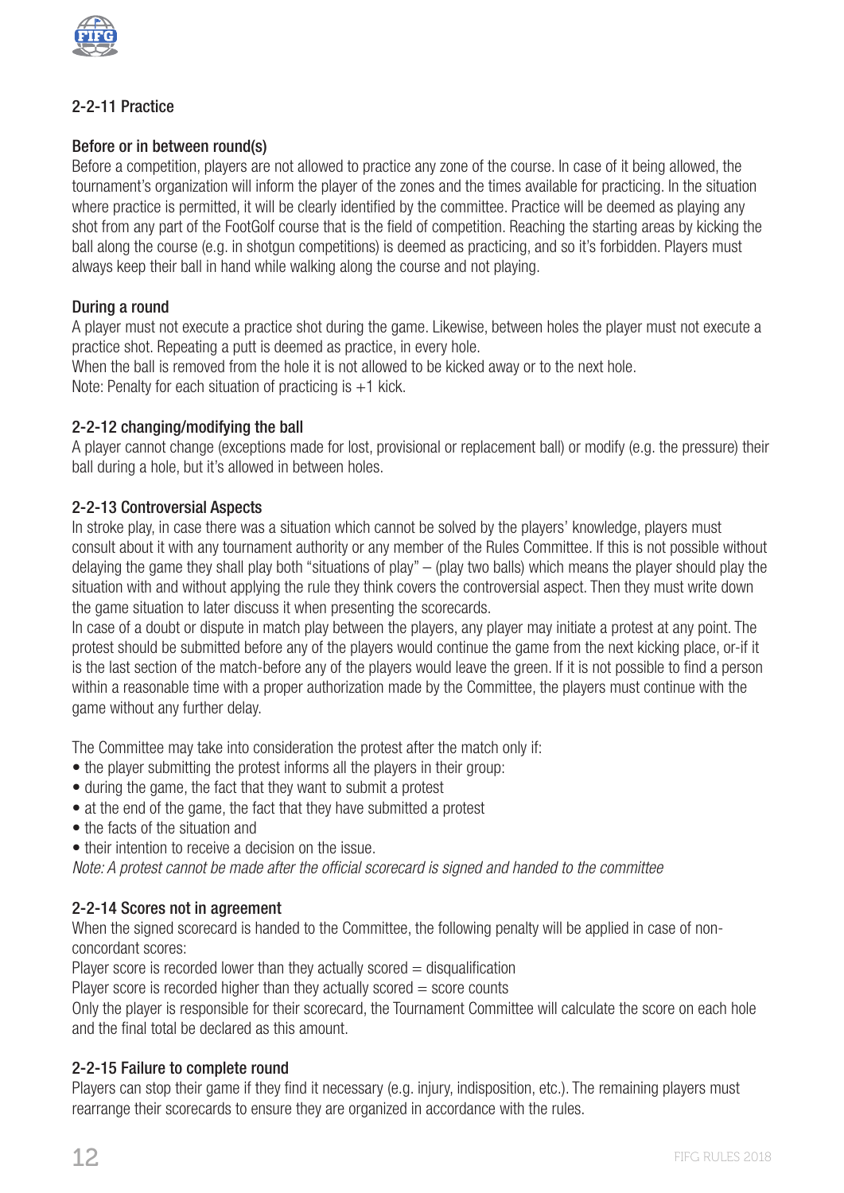### 2-2-11 Practice

#### Before or in between round(s)

Before a competition, players are not allowed to practice any zone of the course. In case of it being allowed, the tournament's organization will inform the player of the zones and the times available for practicing. In the situation where practice is permitted, it will be clearly identified by the committee. Practice will be deemed as playing any shot from any part of the FootGolf course that is the field of competition. Reaching the starting areas by kicking the ball along the course (e.g. in shotgun competitions) is deemed as practicing, and so it's forbidden. Players must always keep their ball in hand while walking along the course and not playing.

#### During a round

A player must not execute a practice shot during the game. Likewise, between holes the player must not execute a practice shot. Repeating a putt is deemed as practice, in every hole.
When the ball is removed from the hole it is not allowed to be kicked away or to the next hole.
Note: Penalty for each situation of practicing is +1 kick.

### 2-2-12 changing/modifying the ball

A player cannot change (exceptions made for lost, provisional or replacement ball) or modify (e.g. the pressure) their ball during a hole, but it's allowed in between holes.

### 2-2-13 Controversial Aspects

In stroke play, in case there was a situation which cannot be solved by the players' knowledge, players must consult about it with any tournament authority or any member of the Rules Committee. If this is not possible without delaying the game they shall play both "situations of play" – (play two balls) which means the player should play the situation with and without applying the rule they think covers the controversial aspect. Then they must write down the game situation to later discuss it when presenting the scorecards.
In case of a doubt or dispute in match play between the players, any player may initiate a protest at any point. The protest should be submitted before any of the players would continue the game from the next kicking place, or-if it is the last section of the match-before any of the players would leave the green. If it is not possible to find a person within a reasonable time with a proper authorization made by the Committee, the players must continue with the game without any further delay.

The Committee may take into consideration the protest after the match only if:

- the player submitting the protest informs all the players in their group:
- during the game, the fact that they want to submit a protest
- at the end of the game, the fact that they have submitted a protest
- the facts of the situation and
- their intention to receive a decision on the issue.

*Note: A protest cannot be made after the official scorecard is signed and handed to the committee*

### 2-2-14 Scores not in agreement

When the signed scorecard is handed to the Committee, the following penalty will be applied in case of non-concordant scores:
Player score is recorded lower than they actually scored = disqualification
Player score is recorded higher than they actually scored = score counts
Only the player is responsible for their scorecard, the Tournament Committee will calculate the score on each hole and the final total be declared as this amount.

### 2-2-15 Failure to complete round

Players can stop their game if they find it necessary (e.g. injury, indisposition, etc.). The remaining players must rearrange their scorecards to ensure they are organized in accordance with the rules.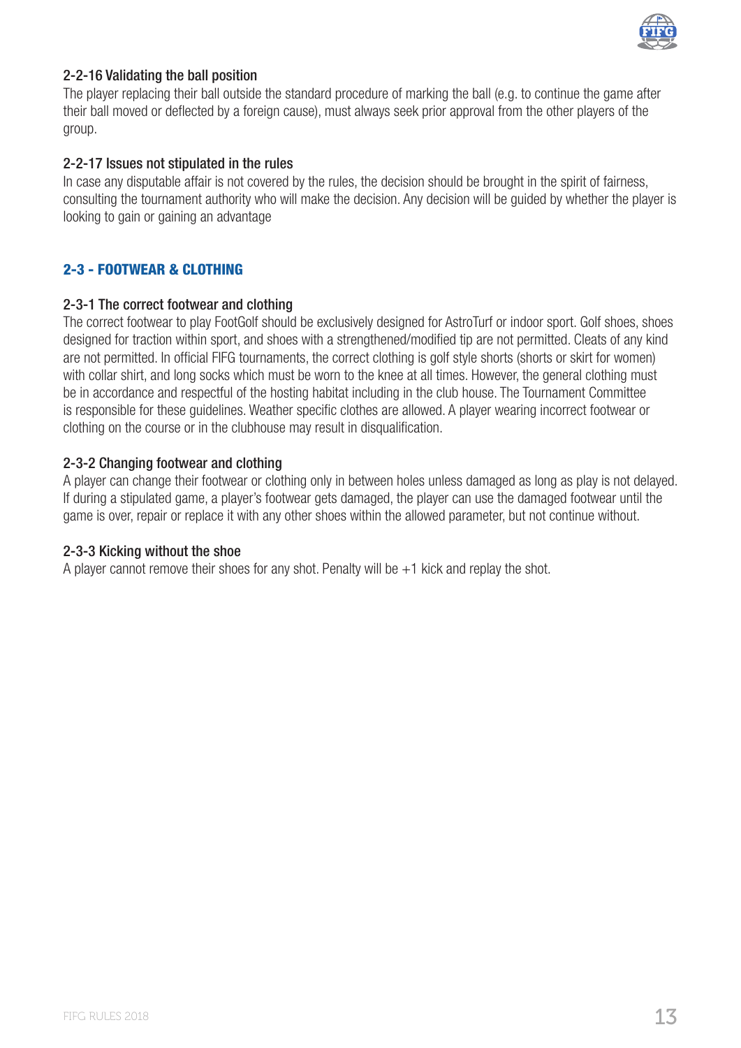### 2-2-16 Validating the ball position

The player replacing their ball outside the standard procedure of marking the ball (e.g. to continue the game after their ball moved or deflected by a foreign cause), must always seek prior approval from the other players of the group.

### 2-2-17 Issues not stipulated in the rules

In case any disputable affair is not covered by the rules, the decision should be brought in the spirit of fairness, consulting the tournament authority who will make the decision. Any decision will be guided by whether the player is looking to gain or gaining an advantage

## 2-3 - FOOTWEAR & CLOTHING

### 2-3-1 The correct footwear and clothing

The correct footwear to play FootGolf should be exclusively designed for AstroTurf or indoor sport. Golf shoes, shoes designed for traction within sport, and shoes with a strengthened/modified tip are not permitted. Cleats of any kind are not permitted. In official FIFG tournaments, the correct clothing is golf style shorts (shorts or skirt for women) with collar shirt, and long socks which must be worn to the knee at all times. However, the general clothing must be in accordance and respectful of the hosting habitat including in the club house. The Tournament Committee is responsible for these guidelines. Weather specific clothes are allowed. A player wearing incorrect footwear or clothing on the course or in the clubhouse may result in disqualification.

### 2-3-2 Changing footwear and clothing

A player can change their footwear or clothing only in between holes unless damaged as long as play is not delayed. If during a stipulated game, a player's footwear gets damaged, the player can use the damaged footwear until the game is over, repair or replace it with any other shoes within the allowed parameter, but not continue without.

### 2-3-3 Kicking without the shoe

A player cannot remove their shoes for any shot. Penalty will be +1 kick and replay the shot.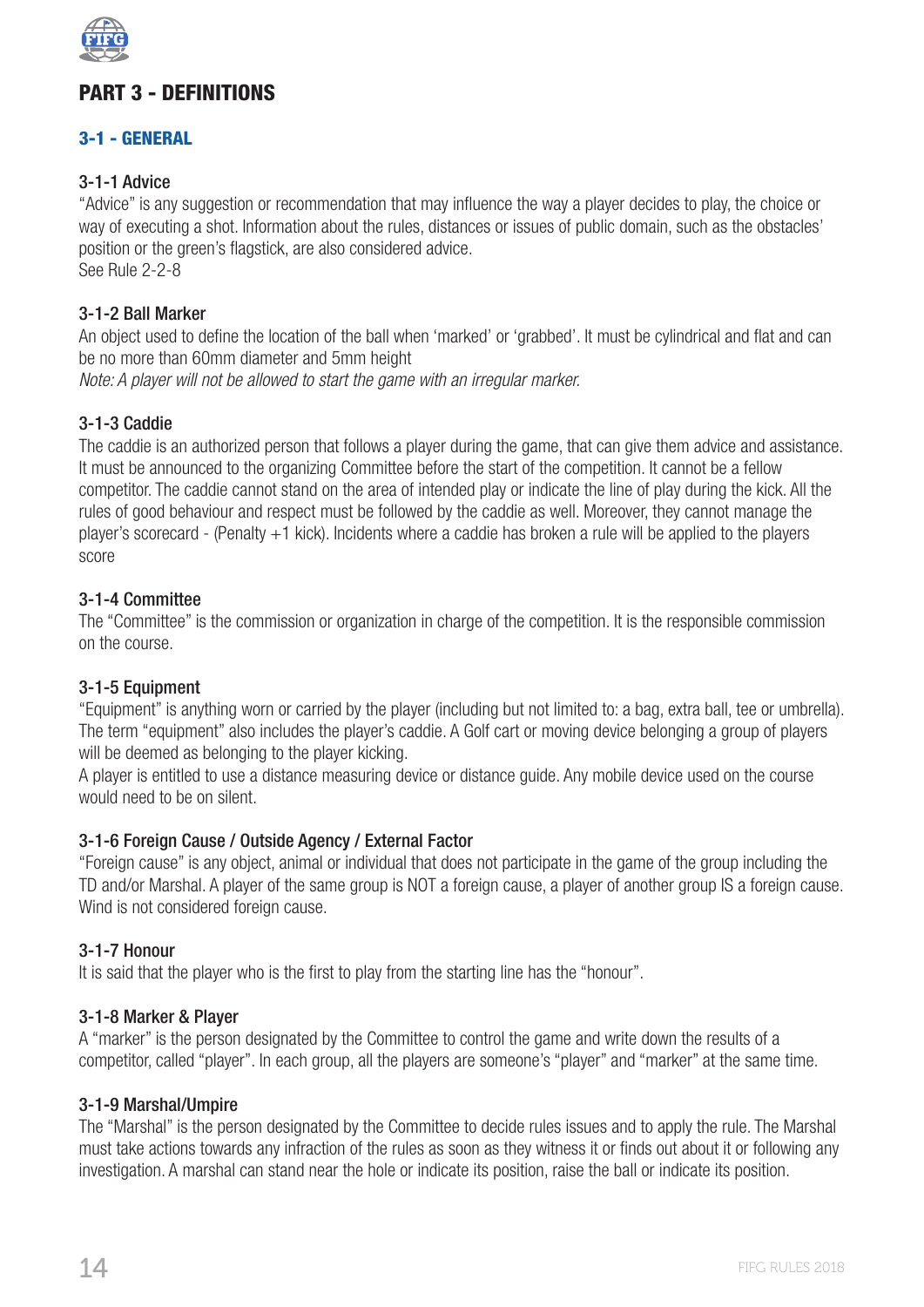# PART 3 - DEFINITIONS

## 3-1 - GENERAL

### 3-1-1 Advice

"Advice" is any suggestion or recommendation that may influence the way a player decides to play, the choice or way of executing a shot. Information about the rules, distances or issues of public domain, such as the obstacles' position or the green's flagstick, are also considered advice.
See Rule 2-2-8

### 3-1-2 Ball Marker

An object used to define the location of the ball when 'marked' or 'grabbed'. It must be cylindrical and flat and can be no more than 60mm diameter and 5mm height

*Note: A player will not be allowed to start the game with an irregular marker.*

### 3-1-3 Caddie

The caddie is an authorized person that follows a player during the game, that can give them advice and assistance. It must be announced to the organizing Committee before the start of the competition. It cannot be a fellow competitor. The caddie cannot stand on the area of intended play or indicate the line of play during the kick. All the rules of good behaviour and respect must be followed by the caddie as well. Moreover, they cannot manage the player's scorecard - (Penalty +1 kick). Incidents where a caddie has broken a rule will be applied to the players score

### 3-1-4 Committee

The "Committee" is the commission or organization in charge of the competition. It is the responsible commission on the course.

### 3-1-5 Equipment

"Equipment" is anything worn or carried by the player (including but not limited to: a bag, extra ball, tee or umbrella). The term "equipment" also includes the player's caddie. A Golf cart or moving device belonging a group of players will be deemed as belonging to the player kicking.

A player is entitled to use a distance measuring device or distance guide. Any mobile device used on the course would need to be on silent.

### 3-1-6 Foreign Cause / Outside Agency / External Factor

"Foreign cause" is any object, animal or individual that does not participate in the game of the group including the TD and/or Marshal. A player of the same group is NOT a foreign cause, a player of another group IS a foreign cause. Wind is not considered foreign cause.

### 3-1-7 Honour

It is said that the player who is the first to play from the starting line has the "honour".

### 3-1-8 Marker & Player

A "marker" is the person designated by the Committee to control the game and write down the results of a competitor, called "player". In each group, all the players are someone's "player" and "marker" at the same time.

### 3-1-9 Marshal/Umpire

The "Marshal" is the person designated by the Committee to decide rules issues and to apply the rule. The Marshal must take actions towards any infraction of the rules as soon as they witness it or finds out about it or following any investigation. A marshal can stand near the hole or indicate its position, raise the ball or indicate its position.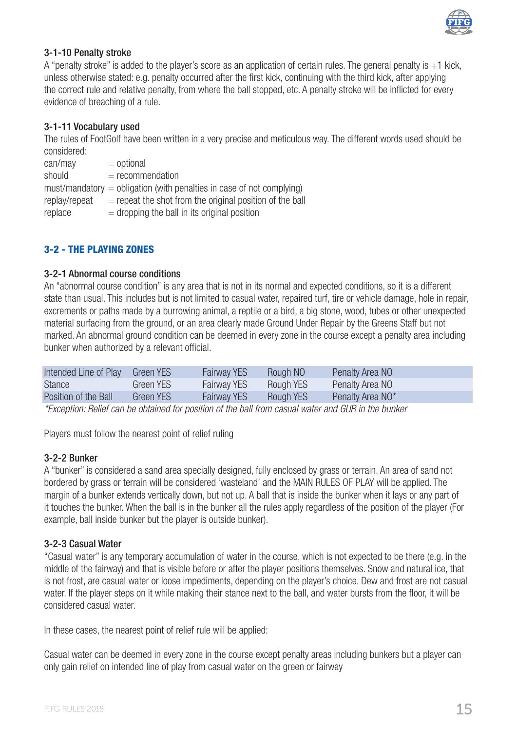#### 3-1-10 Penalty stroke

A "penalty stroke" is added to the player's score as an application of certain rules. The general penalty is +1 kick, unless otherwise stated: e.g. penalty occurred after the first kick, continuing with the third kick, after applying the correct rule and relative penalty, from where the ball stopped, etc. A penalty stroke will be inflicted for every evidence of breaching of a rule.

#### 3-1-11 Vocabulary used

The rules of FootGolf have been written in a very precise and meticulous way. The different words used should be considered:

can/may = optional
should = recommendation
must/mandatory = obligation (with penalties in case of not complying)
replay/repeat = repeat the shot from the original position of the ball
replace = dropping the ball in its original position

### 3-2 - THE PLAYING ZONES

#### 3-2-1 Abnormal course conditions

An "abnormal course condition" is any area that is not in its normal and expected conditions, so it is a different state than usual. This includes but is not limited to casual water, repaired turf, tire or vehicle damage, hole in repair, excrements or paths made by a burrowing animal, a reptile or a bird, a big stone, wood, tubes or other unexpected material surfacing from the ground, or an area clearly made Ground Under Repair by the Greens Staff but not marked. An abnormal ground condition can be deemed in every zone in the course except a penalty area including bunker when authorized by a relevant official.

| | | | | |
|---|---|---|---|---|
| Intended Line of Play | Green YES | Fairway YES | Rough NO | Penalty Area NO |
| Stance | Green YES | Fairway YES | Rough YES | Penalty Area NO |
| Position of the Ball | Green YES | Fairway YES | Rough YES | Penalty Area NO* |

*\*Exception: Relief can be obtained for position of the ball from casual water and GUR in the bunker*

Players must follow the nearest point of relief ruling

#### 3-2-2 Bunker

A "bunker" is considered a sand area specially designed, fully enclosed by grass or terrain. An area of sand not bordered by grass or terrain will be considered 'wasteland' and the MAIN RULES OF PLAY will be applied. The margin of a bunker extends vertically down, but not up. A ball that is inside the bunker when it lays or any part of it touches the bunker. When the ball is in the bunker all the rules apply regardless of the position of the player (For example, ball inside bunker but the player is outside bunker).

#### 3-2-3 Casual Water

"Casual water" is any temporary accumulation of water in the course, which is not expected to be there (e.g. in the middle of the fairway) and that is visible before or after the player positions themselves. Snow and natural ice, that is not frost, are casual water or loose impediments, depending on the player's choice. Dew and frost are not casual water. If the player steps on it while making their stance next to the ball, and water bursts from the floor, it will be considered casual water.

In these cases, the nearest point of relief rule will be applied:

Casual water can be deemed in every zone in the course except penalty areas including bunkers but a player can only gain relief on intended line of play from casual water on the green or fairway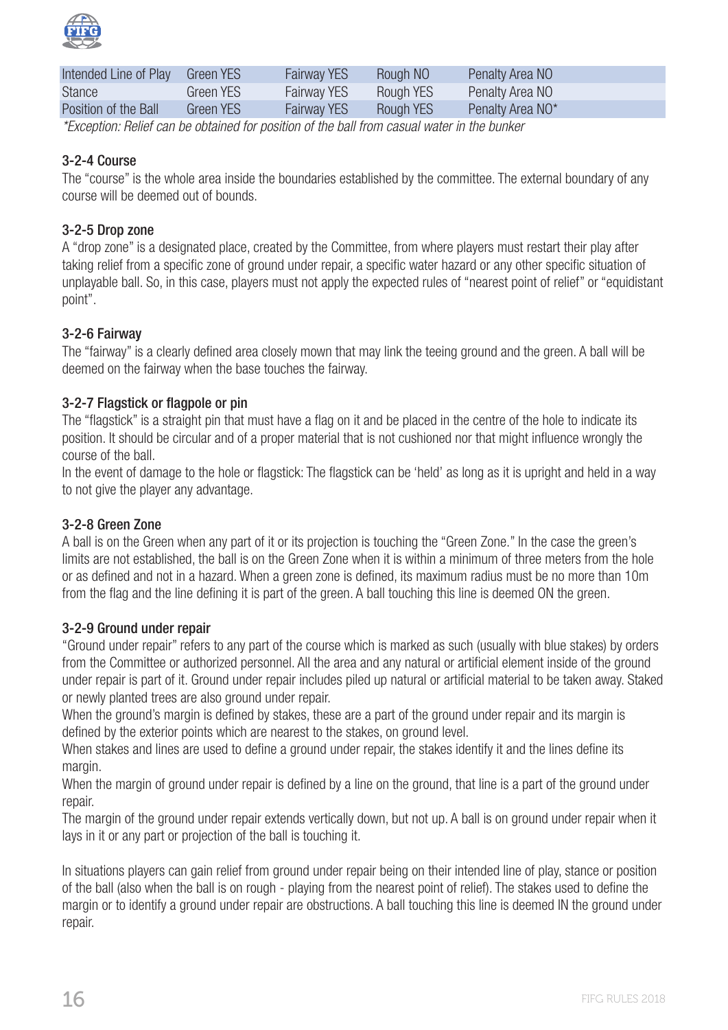| Intended Line of Play | Green YES | Fairway YES | Rough NO | Penalty Area NO |
|---|---|---|---|---|
| Stance | Green YES | Fairway YES | Rough YES | Penalty Area NO |
| Position of the Ball | Green YES | Fairway YES | Rough YES | Penalty Area NO* |

*\*Exception: Relief can be obtained for position of the ball from casual water in the bunker*

#### 3-2-4 Course

The "course" is the whole area inside the boundaries established by the committee. The external boundary of any course will be deemed out of bounds.

#### 3-2-5 Drop zone

A "drop zone" is a designated place, created by the Committee, from where players must restart their play after taking relief from a specific zone of ground under repair, a specific water hazard or any other specific situation of unplayable ball. So, in this case, players must not apply the expected rules of "nearest point of relief" or "equidistant point".

#### 3-2-6 Fairway

The "fairway" is a clearly defined area closely mown that may link the teeing ground and the green. A ball will be deemed on the fairway when the base touches the fairway.

#### 3-2-7 Flagstick or flagpole or pin

The "flagstick" is a straight pin that must have a flag on it and be placed in the centre of the hole to indicate its position. It should be circular and of a proper material that is not cushioned nor that might influence wrongly the course of the ball.

In the event of damage to the hole or flagstick: The flagstick can be 'held' as long as it is upright and held in a way to not give the player any advantage.

#### 3-2-8 Green Zone

A ball is on the Green when any part of it or its projection is touching the "Green Zone." In the case the green's limits are not established, the ball is on the Green Zone when it is within a minimum of three meters from the hole or as defined and not in a hazard. When a green zone is defined, its maximum radius must be no more than 10m from the flag and the line defining it is part of the green. A ball touching this line is deemed ON the green.

#### 3-2-9 Ground under repair

"Ground under repair" refers to any part of the course which is marked as such (usually with blue stakes) by orders from the Committee or authorized personnel. All the area and any natural or artificial element inside of the ground under repair is part of it. Ground under repair includes piled up natural or artificial material to be taken away. Staked or newly planted trees are also ground under repair.

When the ground's margin is defined by stakes, these are a part of the ground under repair and its margin is defined by the exterior points which are nearest to the stakes, on ground level.

When stakes and lines are used to define a ground under repair, the stakes identify it and the lines define its margin.

When the margin of ground under repair is defined by a line on the ground, that line is a part of the ground under repair.

The margin of the ground under repair extends vertically down, but not up. A ball is on ground under repair when it lays in it or any part or projection of the ball is touching it.

In situations players can gain relief from ground under repair being on their intended line of play, stance or position of the ball (also when the ball is on rough - playing from the nearest point of relief). The stakes used to define the margin or to identify a ground under repair are obstructions. A ball touching this line is deemed IN the ground under repair.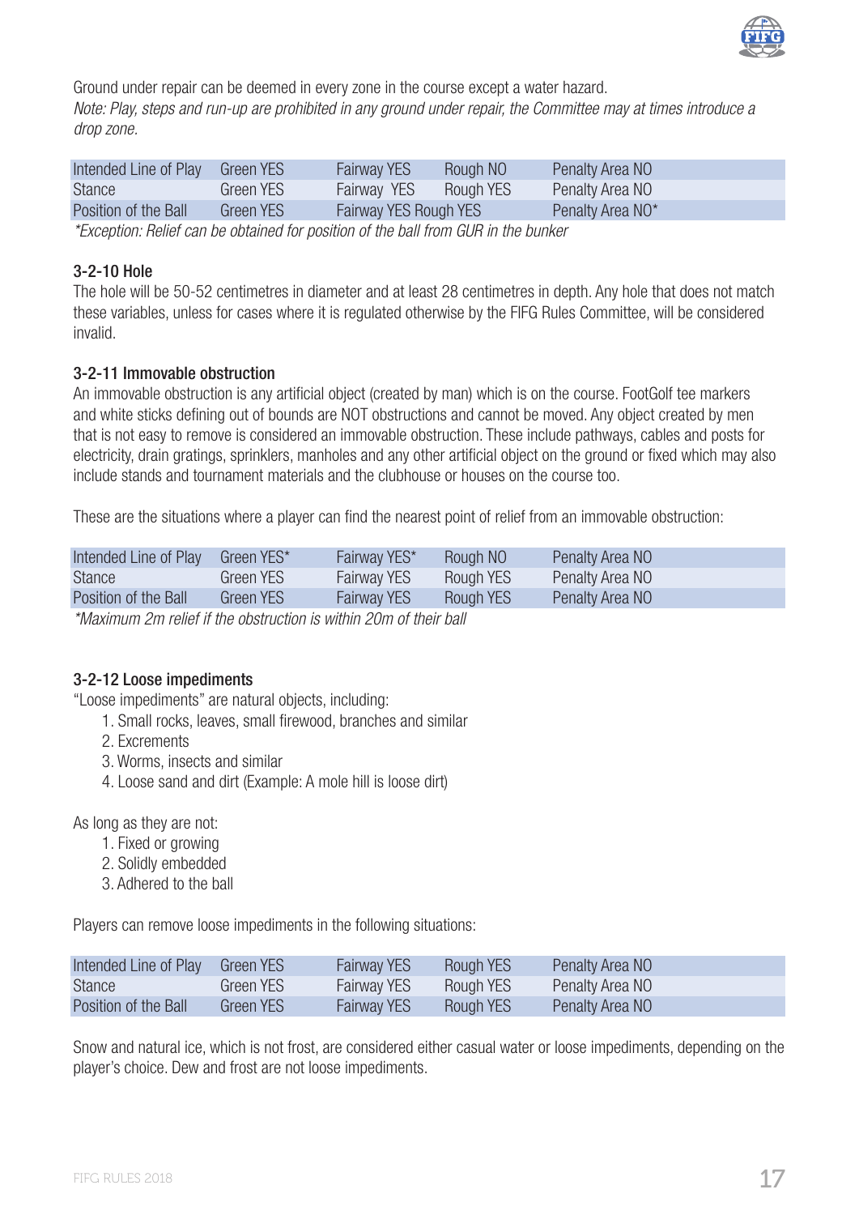Ground under repair can be deemed in every zone in the course except a water hazard.

*Note: Play, steps and run-up are prohibited in any ground under repair, the Committee may at times introduce a drop zone.*

| | | | | |
|---|---|---|---|---|
| Intended Line of Play | Green YES | Fairway YES | Rough NO | Penalty Area NO |
| Stance | Green YES | Fairway YES | Rough YES | Penalty Area NO |
| Position of the Ball | Green YES | Fairway YES | Rough YES | Penalty Area NO* |

*\*Exception: Relief can be obtained for position of the ball from GUR in the bunker*

### 3-2-10 Hole

The hole will be 50-52 centimetres in diameter and at least 28 centimetres in depth. Any hole that does not match these variables, unless for cases where it is regulated otherwise by the FIFG Rules Committee, will be considered invalid.

### 3-2-11 Immovable obstruction

An immovable obstruction is any artificial object (created by man) which is on the course. FootGolf tee markers and white sticks defining out of bounds are NOT obstructions and cannot be moved. Any object created by men that is not easy to remove is considered an immovable obstruction. These include pathways, cables and posts for electricity, drain gratings, sprinklers, manholes and any other artificial object on the ground or fixed which may also include stands and tournament materials and the clubhouse or houses on the course too.

These are the situations where a player can find the nearest point of relief from an immovable obstruction:

| | | | | |
|---|---|---|---|---|
| Intended Line of Play | Green YES* | Fairway YES* | Rough NO | Penalty Area NO |
| Stance | Green YES | Fairway YES | Rough YES | Penalty Area NO |
| Position of the Ball | Green YES | Fairway YES | Rough YES | Penalty Area NO |

*\*Maximum 2m relief if the obstruction is within 20m of their ball*

### 3-2-12 Loose impediments

"Loose impediments" are natural objects, including:

1. Small rocks, leaves, small firewood, branches and similar
2. Excrements
3. Worms, insects and similar
4. Loose sand and dirt (Example: A mole hill is loose dirt)

As long as they are not:

1. Fixed or growing
2. Solidly embedded
3. Adhered to the ball

Players can remove loose impediments in the following situations:

| | | | | |
|---|---|---|---|---|
| Intended Line of Play | Green YES | Fairway YES | Rough YES | Penalty Area NO |
| Stance | Green YES | Fairway YES | Rough YES | Penalty Area NO |
| Position of the Ball | Green YES | Fairway YES | Rough YES | Penalty Area NO |

Snow and natural ice, which is not frost, are considered either casual water or loose impediments, depending on the player's choice. Dew and frost are not loose impediments.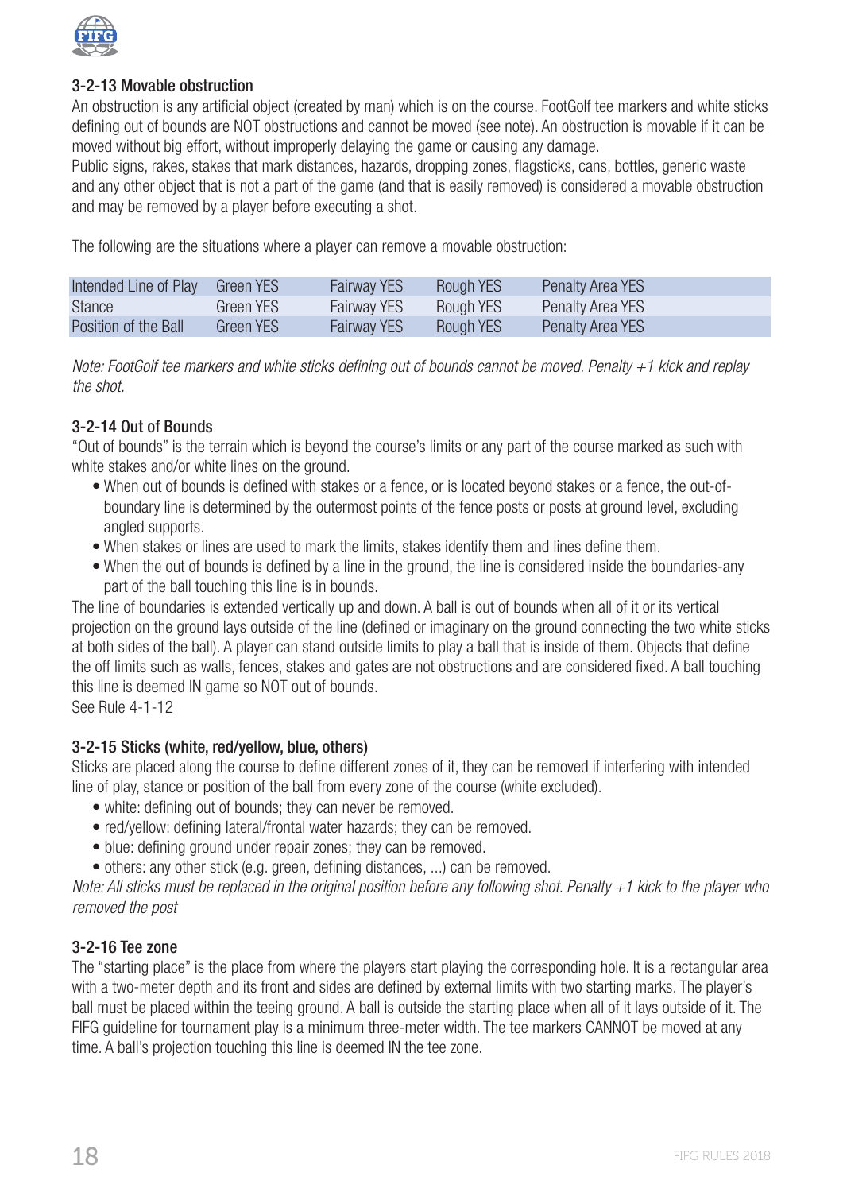### 3-2-13 Movable obstruction

An obstruction is any artificial object (created by man) which is on the course. FootGolf tee markers and white sticks defining out of bounds are NOT obstructions and cannot be moved (see note). An obstruction is movable if it can be moved without big effort, without improperly delaying the game or causing any damage.

Public signs, rakes, stakes that mark distances, hazards, dropping zones, flagsticks, cans, bottles, generic waste and any other object that is not a part of the game (and that is easily removed) is considered a movable obstruction and may be removed by a player before executing a shot.

The following are the situations where a player can remove a movable obstruction:

| | | | | |
|---|---|---|---|---|
| Intended Line of Play | Green YES | Fairway YES | Rough YES | Penalty Area YES |
| Stance | Green YES | Fairway YES | Rough YES | Penalty Area YES |
| Position of the Ball | Green YES | Fairway YES | Rough YES | Penalty Area YES |

*Note: FootGolf tee markers and white sticks defining out of bounds cannot be moved. Penalty +1 kick and replay the shot.*

### 3-2-14 Out of Bounds

"Out of bounds" is the terrain which is beyond the course's limits or any part of the course marked as such with white stakes and/or white lines on the ground.

- When out of bounds is defined with stakes or a fence, or is located beyond stakes or a fence, the out-of-boundary line is determined by the outermost points of the fence posts or posts at ground level, excluding angled supports.
- When stakes or lines are used to mark the limits, stakes identify them and lines define them.
- When the out of bounds is defined by a line in the ground, the line is considered inside the boundaries-any part of the ball touching this line is in bounds.

The line of boundaries is extended vertically up and down. A ball is out of bounds when all of it or its vertical projection on the ground lays outside of the line (defined or imaginary on the ground connecting the two white sticks at both sides of the ball). A player can stand outside limits to play a ball that is inside of them. Objects that define the off limits such as walls, fences, stakes and gates are not obstructions and are considered fixed. A ball touching this line is deemed IN game so NOT out of bounds.

See Rule 4-1-12

### 3-2-15 Sticks (white, red/yellow, blue, others)

Sticks are placed along the course to define different zones of it, they can be removed if interfering with intended line of play, stance or position of the ball from every zone of the course (white excluded).

- white: defining out of bounds; they can never be removed.
- red/yellow: defining lateral/frontal water hazards; they can be removed.
- blue: defining ground under repair zones; they can be removed.
- others: any other stick (e.g. green, defining distances, ...) can be removed.

*Note: All sticks must be replaced in the original position before any following shot. Penalty +1 kick to the player who removed the post*

### 3-2-16 Tee zone

The "starting place" is the place from where the players start playing the corresponding hole. It is a rectangular area with a two-meter depth and its front and sides are defined by external limits with two starting marks. The player's ball must be placed within the teeing ground. A ball is outside the starting place when all of it lays outside of it. The FIFG guideline for tournament play is a minimum three-meter width. The tee markers CANNOT be moved at any time. A ball's projection touching this line is deemed IN the tee zone.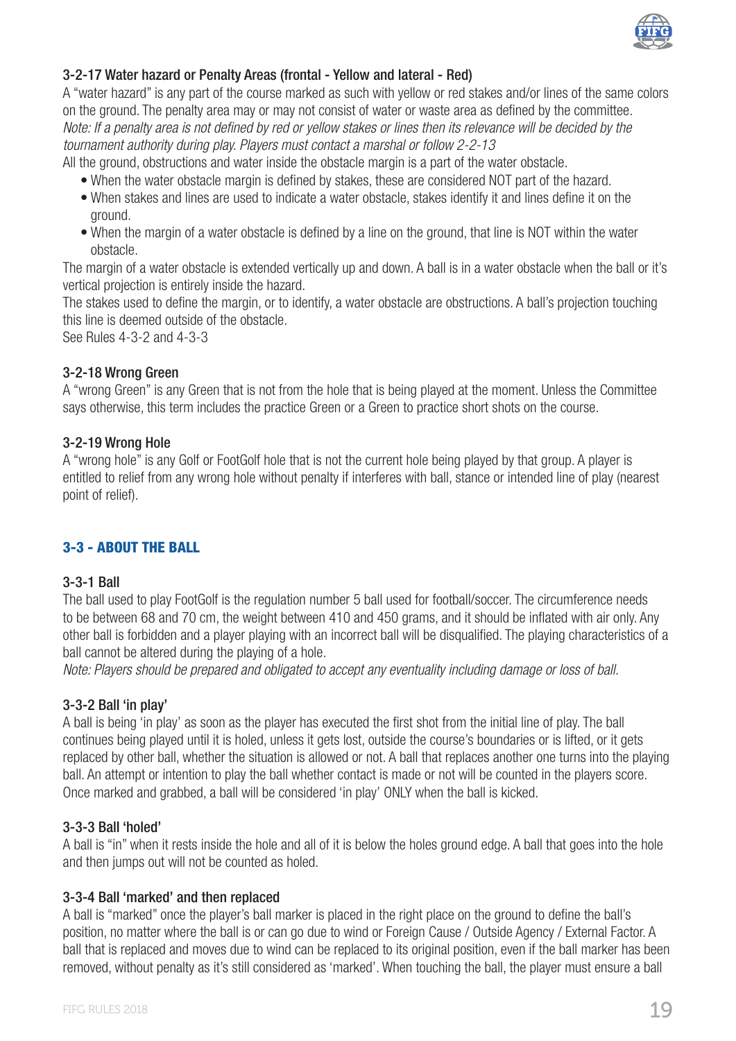### 3-2-17 Water hazard or Penalty Areas (frontal - Yellow and lateral - Red)

A "water hazard" is any part of the course marked as such with yellow or red stakes and/or lines of the same colors on the ground. The penalty area may or may not consist of water or waste area as defined by the committee.
*Note: If a penalty area is not defined by red or yellow stakes or lines then its relevance will be decided by the tournament authority during play. Players must contact a marshal or follow 2-2-13*
All the ground, obstructions and water inside the obstacle margin is a part of the water obstacle.

- When the water obstacle margin is defined by stakes, these are considered NOT part of the hazard.
- When stakes and lines are used to indicate a water obstacle, stakes identify it and lines define it on the ground.
- When the margin of a water obstacle is defined by a line on the ground, that line is NOT within the water obstacle.

The margin of a water obstacle is extended vertically up and down. A ball is in a water obstacle when the ball or it's vertical projection is entirely inside the hazard.
The stakes used to define the margin, or to identify, a water obstacle are obstructions. A ball's projection touching this line is deemed outside of the obstacle.
See Rules 4-3-2 and 4-3-3

### 3-2-18 Wrong Green

A "wrong Green" is any Green that is not from the hole that is being played at the moment. Unless the Committee says otherwise, this term includes the practice Green or a Green to practice short shots on the course.

### 3-2-19 Wrong Hole

A "wrong hole" is any Golf or FootGolf hole that is not the current hole being played by that group. A player is entitled to relief from any wrong hole without penalty if interferes with ball, stance or intended line of play (nearest point of relief).

## 3-3 - ABOUT THE BALL

### 3-3-1 Ball

The ball used to play FootGolf is the regulation number 5 ball used for football/soccer. The circumference needs to be between 68 and 70 cm, the weight between 410 and 450 grams, and it should be inflated with air only. Any other ball is forbidden and a player playing with an incorrect ball will be disqualified. The playing characteristics of a ball cannot be altered during the playing of a hole.
*Note: Players should be prepared and obligated to accept any eventuality including damage or loss of ball.*

### 3-3-2 Ball 'in play'

A ball is being 'in play' as soon as the player has executed the first shot from the initial line of play. The ball continues being played until it is holed, unless it gets lost, outside the course's boundaries or is lifted, or it gets replaced by other ball, whether the situation is allowed or not. A ball that replaces another one turns into the playing ball. An attempt or intention to play the ball whether contact is made or not will be counted in the players score. Once marked and grabbed, a ball will be considered 'in play' ONLY when the ball is kicked.

### 3-3-3 Ball 'holed'

A ball is "in" when it rests inside the hole and all of it is below the holes ground edge. A ball that goes into the hole and then jumps out will not be counted as holed.

### 3-3-4 Ball 'marked' and then replaced

A ball is "marked" once the player's ball marker is placed in the right place on the ground to define the ball's position, no matter where the ball is or can go due to wind or Foreign Cause / Outside Agency / External Factor. A ball that is replaced and moves due to wind can be replaced to its original position, even if the ball marker has been removed, without penalty as it's still considered as 'marked'. When touching the ball, the player must ensure a ball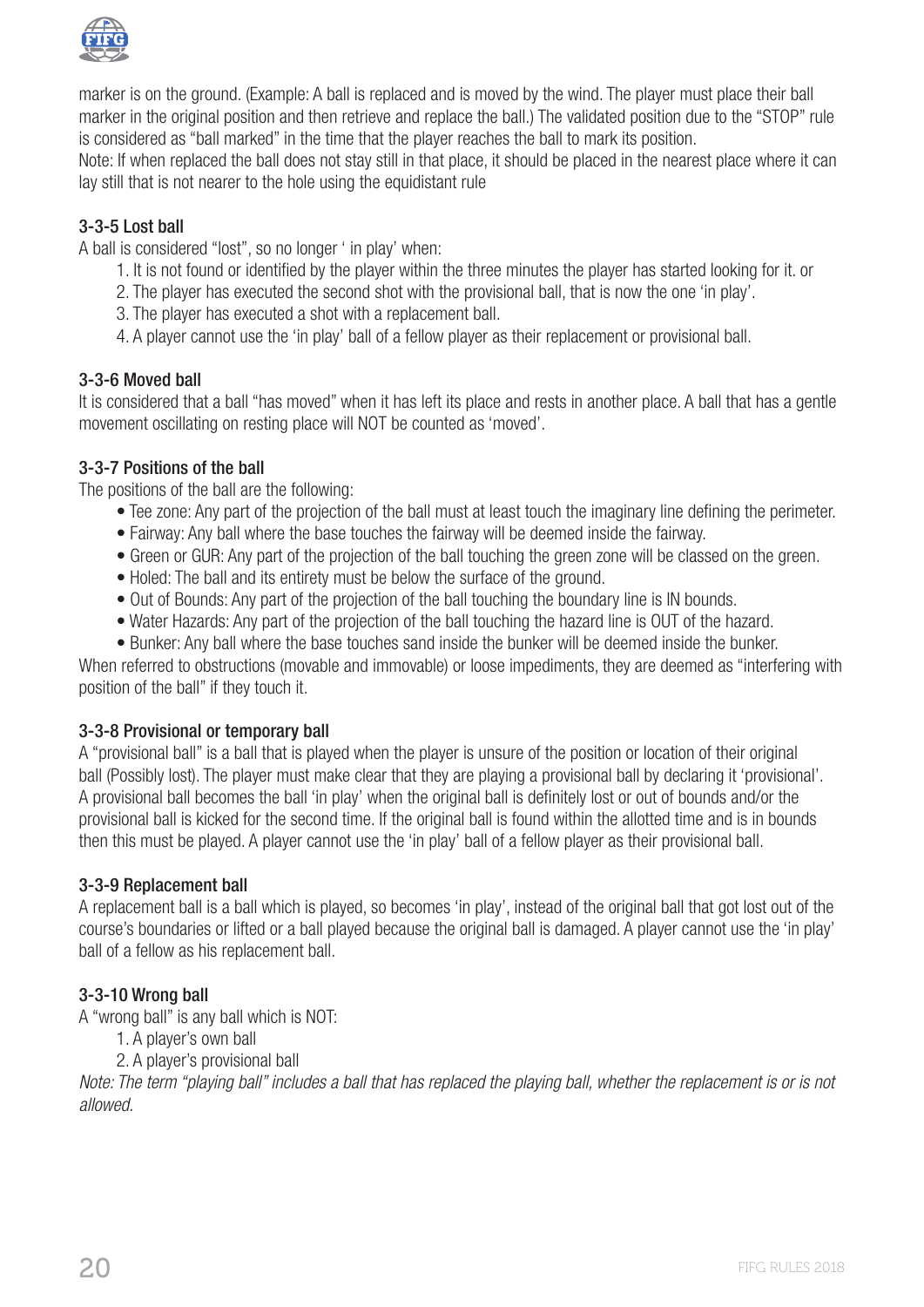marker is on the ground. (Example: A ball is replaced and is moved by the wind. The player must place their ball marker in the original position and then retrieve and replace the ball.) The validated position due to the "STOP" rule is considered as "ball marked" in the time that the player reaches the ball to mark its position.
Note: If when replaced the ball does not stay still in that place, it should be placed in the nearest place where it can lay still that is not nearer to the hole using the equidistant rule

### 3-3-5 Lost ball

A ball is considered "lost", so no longer ' in play' when:

1. It is not found or identified by the player within the three minutes the player has started looking for it. or
2. The player has executed the second shot with the provisional ball, that is now the one 'in play'.
3. The player has executed a shot with a replacement ball.
4. A player cannot use the 'in play' ball of a fellow player as their replacement or provisional ball.

### 3-3-6 Moved ball

It is considered that a ball "has moved" when it has left its place and rests in another place. A ball that has a gentle movement oscillating on resting place will NOT be counted as 'moved'.

### 3-3-7 Positions of the ball

The positions of the ball are the following:

- Tee zone: Any part of the projection of the ball must at least touch the imaginary line defining the perimeter.
- Fairway: Any ball where the base touches the fairway will be deemed inside the fairway.
- Green or GUR: Any part of the projection of the ball touching the green zone will be classed on the green.
- Holed: The ball and its entirety must be below the surface of the ground.
- Out of Bounds: Any part of the projection of the ball touching the boundary line is IN bounds.
- Water Hazards: Any part of the projection of the ball touching the hazard line is OUT of the hazard.
- Bunker: Any ball where the base touches sand inside the bunker will be deemed inside the bunker.

When referred to obstructions (movable and immovable) or loose impediments, they are deemed as "interfering with position of the ball" if they touch it.

### 3-3-8 Provisional or temporary ball

A "provisional ball" is a ball that is played when the player is unsure of the position or location of their original ball (Possibly lost). The player must make clear that they are playing a provisional ball by declaring it 'provisional'. A provisional ball becomes the ball 'in play' when the original ball is definitely lost or out of bounds and/or the provisional ball is kicked for the second time. If the original ball is found within the allotted time and is in bounds then this must be played. A player cannot use the 'in play' ball of a fellow player as their provisional ball.

### 3-3-9 Replacement ball

A replacement ball is a ball which is played, so becomes 'in play', instead of the original ball that got lost out of the course's boundaries or lifted or a ball played because the original ball is damaged. A player cannot use the 'in play' ball of a fellow as his replacement ball.

### 3-3-10 Wrong ball

A "wrong ball" is any ball which is NOT:

1. A player's own ball
2. A player's provisional ball

*Note: The term "playing ball" includes a ball that has replaced the playing ball, whether the replacement is or is not allowed.*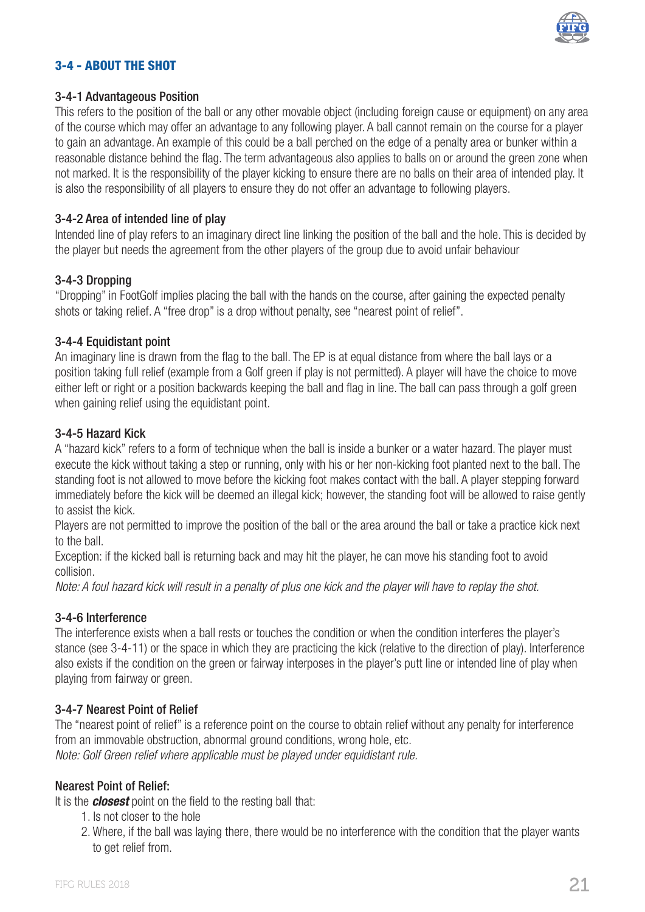## 3-4 - ABOUT THE SHOT

### 3-4-1 Advantageous Position

This refers to the position of the ball or any other movable object (including foreign cause or equipment) on any area of the course which may offer an advantage to any following player. A ball cannot remain on the course for a player to gain an advantage. An example of this could be a ball perched on the edge of a penalty area or bunker within a reasonable distance behind the flag. The term advantageous also applies to balls on or around the green zone when not marked. It is the responsibility of the player kicking to ensure there are no balls on their area of intended play. It is also the responsibility of all players to ensure they do not offer an advantage to following players.

### 3-4-2 Area of intended line of play

Intended line of play refers to an imaginary direct line linking the position of the ball and the hole. This is decided by the player but needs the agreement from the other players of the group due to avoid unfair behaviour

### 3-4-3 Dropping

"Dropping" in FootGolf implies placing the ball with the hands on the course, after gaining the expected penalty shots or taking relief. A "free drop" is a drop without penalty, see "nearest point of relief".

### 3-4-4 Equidistant point

An imaginary line is drawn from the flag to the ball. The EP is at equal distance from where the ball lays or a position taking full relief (example from a Golf green if play is not permitted). A player will have the choice to move either left or right or a position backwards keeping the ball and flag in line. The ball can pass through a golf green when gaining relief using the equidistant point.

### 3-4-5 Hazard Kick

A "hazard kick" refers to a form of technique when the ball is inside a bunker or a water hazard. The player must execute the kick without taking a step or running, only with his or her non-kicking foot planted next to the ball. The standing foot is not allowed to move before the kicking foot makes contact with the ball. A player stepping forward immediately before the kick will be deemed an illegal kick; however, the standing foot will be allowed to raise gently to assist the kick.

Players are not permitted to improve the position of the ball or the area around the ball or take a practice kick next to the ball.

Exception: if the kicked ball is returning back and may hit the player, he can move his standing foot to avoid collision.

*Note: A foul hazard kick will result in a penalty of plus one kick and the player will have to replay the shot.*

### 3-4-6 Interference

The interference exists when a ball rests or touches the condition or when the condition interferes the player's stance (see 3-4-11) or the space in which they are practicing the kick (relative to the direction of play). Interference also exists if the condition on the green or fairway interposes in the player's putt line or intended line of play when playing from fairway or green.

### 3-4-7 Nearest Point of Relief

The "nearest point of relief" is a reference point on the course to obtain relief without any penalty for interference from an immovable obstruction, abnormal ground conditions, wrong hole, etc.

*Note: Golf Green relief where applicable must be played under equidistant rule.*

**Nearest Point of Relief:**

It is the ***closest*** point on the field to the resting ball that:

1. Is not closer to the hole
2. Where, if the ball was laying there, there would be no interference with the condition that the player wants to get relief from.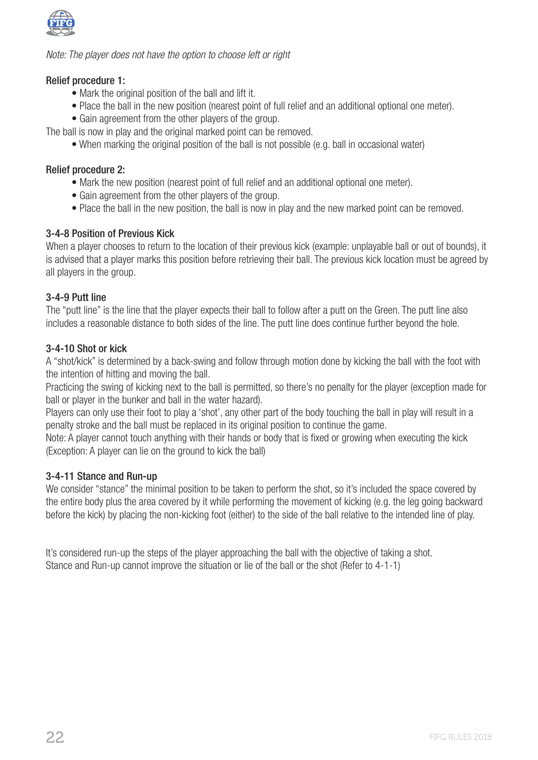*Note: The player does not have the option to choose left or right*

**Relief procedure 1:**

- Mark the original position of the ball and lift it.
- Place the ball in the new position (nearest point of full relief and an additional optional one meter).
- Gain agreement from the other players of the group.

The ball is now in play and the original marked point can be removed.

- When marking the original position of the ball is not possible (e.g. ball in occasional water)

**Relief procedure 2:**

- Mark the new position (nearest point of full relief and an additional optional one meter).
- Gain agreement from the other players of the group.
- Place the ball in the new position, the ball is now in play and the new marked point can be removed.

### 3-4-8 Position of Previous Kick

When a player chooses to return to the location of their previous kick (example: unplayable ball or out of bounds), it is advised that a player marks this position before retrieving their ball. The previous kick location must be agreed by all players in the group.

### 3-4-9 Putt line

The "putt line" is the line that the player expects their ball to follow after a putt on the Green. The putt line also includes a reasonable distance to both sides of the line. The putt line does continue further beyond the hole.

### 3-4-10 Shot or kick

A "shot/kick" is determined by a back-swing and follow through motion done by kicking the ball with the foot with the intention of hitting and moving the ball.

Practicing the swing of kicking next to the ball is permitted, so there's no penalty for the player (exception made for ball or player in the bunker and ball in the water hazard).

Players can only use their foot to play a 'shot', any other part of the body touching the ball in play will result in a penalty stroke and the ball must be replaced in its original position to continue the game.

Note: A player cannot touch anything with their hands or body that is fixed or growing when executing the kick (Exception: A player can lie on the ground to kick the ball)

### 3-4-11 Stance and Run-up

We consider "stance" the minimal position to be taken to perform the shot, so it's included the space covered by the entire body plus the area covered by it while performing the movement of kicking (e.g. the leg going backward before the kick) by placing the non-kicking foot (either) to the side of the ball relative to the intended line of play.

It's considered run-up the steps of the player approaching the ball with the objective of taking a shot.
Stance and Run-up cannot improve the situation or lie of the ball or the shot (Refer to 4-1-1)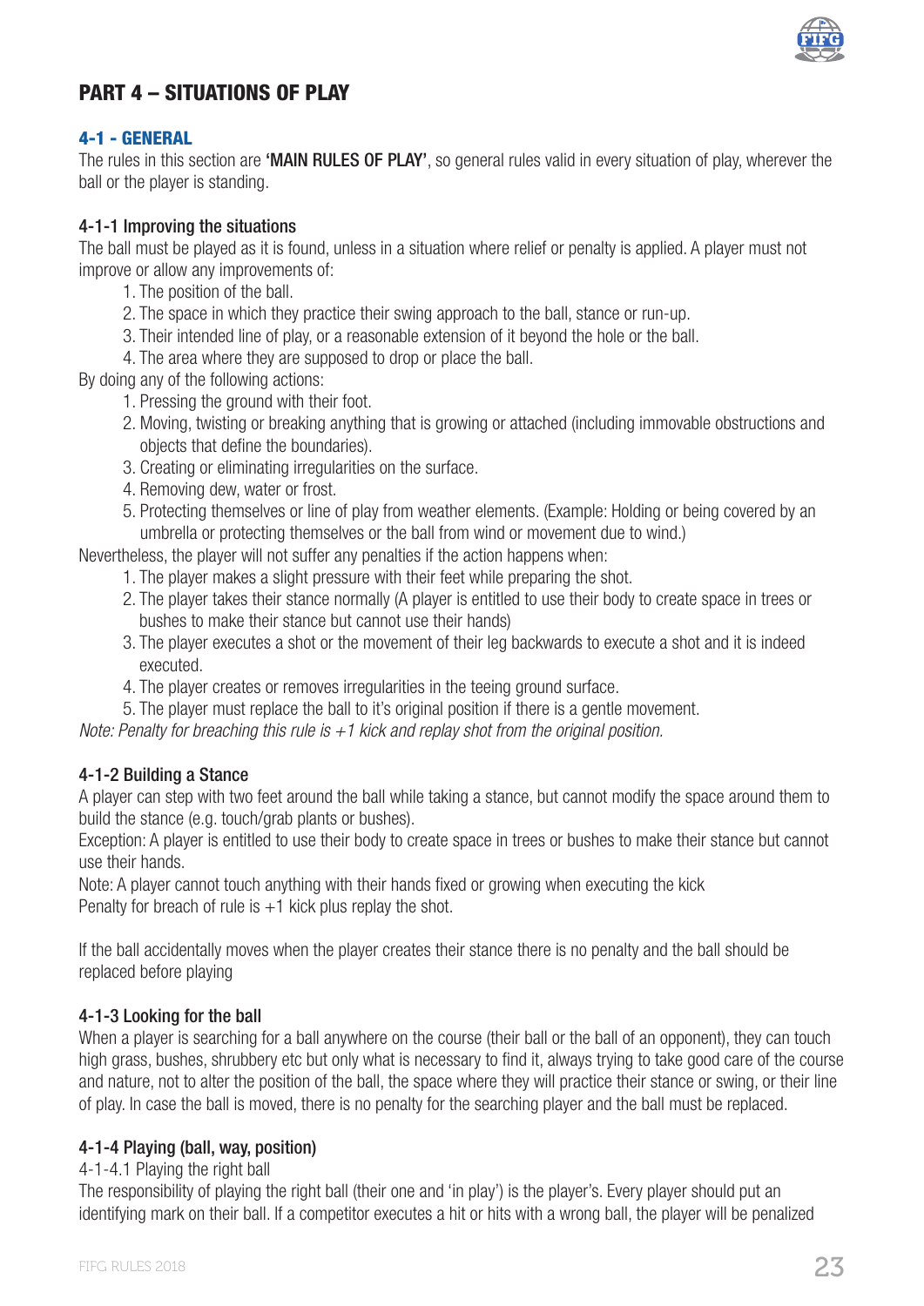# PART 4 – SITUATIONS OF PLAY

## 4-1 - GENERAL

The rules in this section are **'MAIN RULES OF PLAY'**, so general rules valid in every situation of play, wherever the ball or the player is standing.

### 4-1-1 Improving the situations

The ball must be played as it is found, unless in a situation where relief or penalty is applied. A player must not improve or allow any improvements of:

1. The position of the ball.
2. The space in which they practice their swing approach to the ball, stance or run-up.
3. Their intended line of play, or a reasonable extension of it beyond the hole or the ball.
4. The area where they are supposed to drop or place the ball.

By doing any of the following actions:

1. Pressing the ground with their foot.
2. Moving, twisting or breaking anything that is growing or attached (including immovable obstructions and objects that define the boundaries).
3. Creating or eliminating irregularities on the surface.
4. Removing dew, water or frost.
5. Protecting themselves or line of play from weather elements. (Example: Holding or being covered by an umbrella or protecting themselves or the ball from wind or movement due to wind.)

Nevertheless, the player will not suffer any penalties if the action happens when:

1. The player makes a slight pressure with their feet while preparing the shot.
2. The player takes their stance normally (A player is entitled to use their body to create space in trees or bushes to make their stance but cannot use their hands)
3. The player executes a shot or the movement of their leg backwards to execute a shot and it is indeed executed.
4. The player creates or removes irregularities in the teeing ground surface.
5. The player must replace the ball to it's original position if there is a gentle movement.

*Note: Penalty for breaching this rule is +1 kick and replay shot from the original position.*

### 4-1-2 Building a Stance

A player can step with two feet around the ball while taking a stance, but cannot modify the space around them to build the stance (e.g. touch/grab plants or bushes).

Exception: A player is entitled to use their body to create space in trees or bushes to make their stance but cannot use their hands.

Note: A player cannot touch anything with their hands fixed or growing when executing the kick

Penalty for breach of rule is +1 kick plus replay the shot.

If the ball accidentally moves when the player creates their stance there is no penalty and the ball should be replaced before playing

### 4-1-3 Looking for the ball

When a player is searching for a ball anywhere on the course (their ball or the ball of an opponent), they can touch high grass, bushes, shrubbery etc but only what is necessary to find it, always trying to take good care of the course and nature, not to alter the position of the ball, the space where they will practice their stance or swing, or their line of play. In case the ball is moved, there is no penalty for the searching player and the ball must be replaced.

### 4-1-4 Playing (ball, way, position)

4-1-4.1 Playing the right ball

The responsibility of playing the right ball (their one and 'in play') is the player's. Every player should put an identifying mark on their ball. If a competitor executes a hit or hits with a wrong ball, the player will be penalized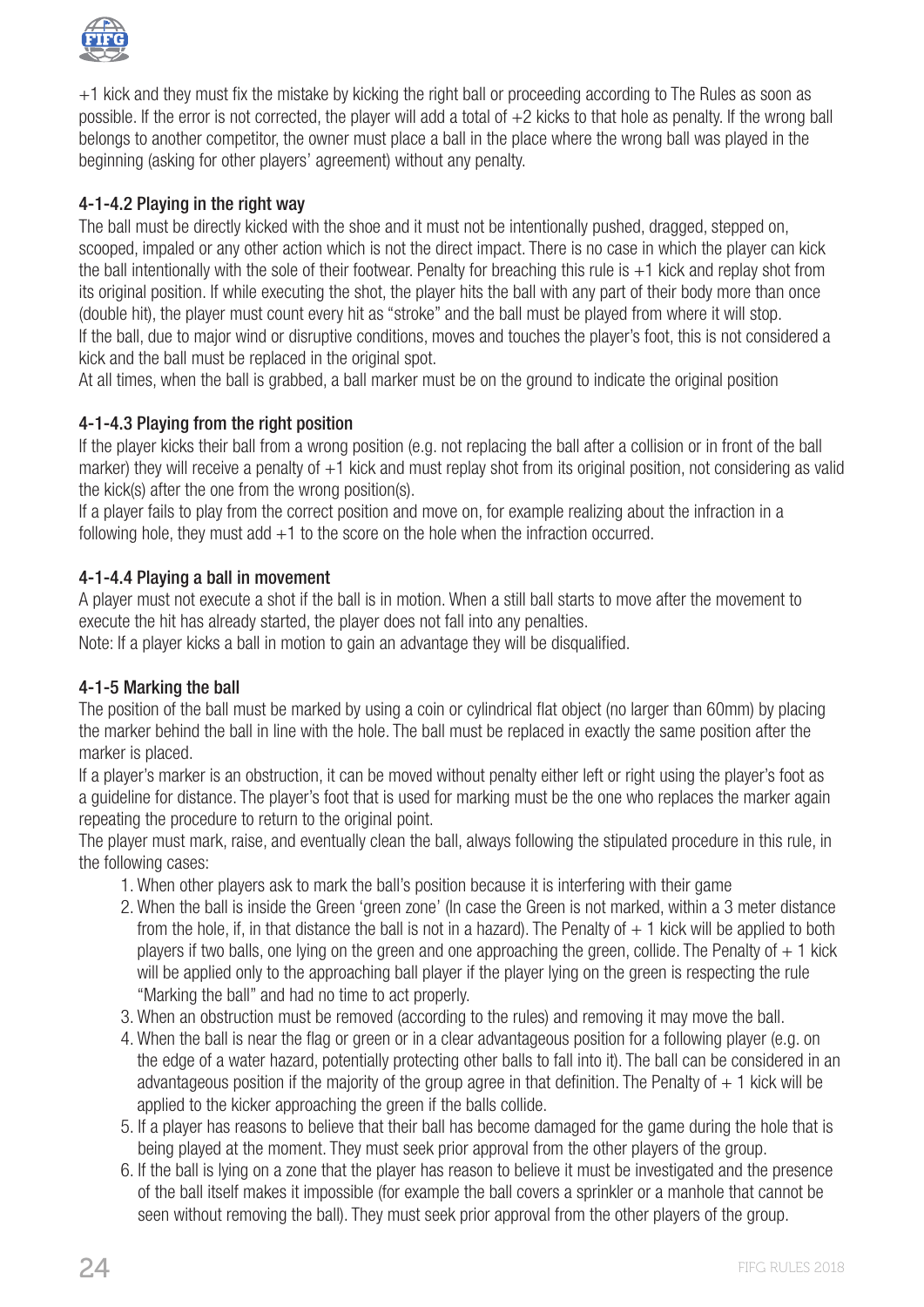+1 kick and they must fix the mistake by kicking the right ball or proceeding according to The Rules as soon as possible. If the error is not corrected, the player will add a total of +2 kicks to that hole as penalty. If the wrong ball belongs to another competitor, the owner must place a ball in the place where the wrong ball was played in the beginning (asking for other players' agreement) without any penalty.

#### 4-1-4.2 Playing in the right way

The ball must be directly kicked with the shoe and it must not be intentionally pushed, dragged, stepped on, scooped, impaled or any other action which is not the direct impact. There is no case in which the player can kick the ball intentionally with the sole of their footwear. Penalty for breaching this rule is +1 kick and replay shot from its original position. If while executing the shot, the player hits the ball with any part of their body more than once (double hit), the player must count every hit as "stroke" and the ball must be played from where it will stop.
If the ball, due to major wind or disruptive conditions, moves and touches the player's foot, this is not considered a kick and the ball must be replaced in the original spot.
At all times, when the ball is grabbed, a ball marker must be on the ground to indicate the original position

#### 4-1-4.3 Playing from the right position

If the player kicks their ball from a wrong position (e.g. not replacing the ball after a collision or in front of the ball marker) they will receive a penalty of +1 kick and must replay shot from its original position, not considering as valid the kick(s) after the one from the wrong position(s).
If a player fails to play from the correct position and move on, for example realizing about the infraction in a following hole, they must add +1 to the score on the hole when the infraction occurred.

#### 4-1-4.4 Playing a ball in movement

A player must not execute a shot if the ball is in motion. When a still ball starts to move after the movement to execute the hit has already started, the player does not fall into any penalties.
Note: If a player kicks a ball in motion to gain an advantage they will be disqualified.

#### 4-1-5 Marking the ball

The position of the ball must be marked by using a coin or cylindrical flat object (no larger than 60mm) by placing the marker behind the ball in line with the hole. The ball must be replaced in exactly the same position after the marker is placed.
If a player's marker is an obstruction, it can be moved without penalty either left or right using the player's foot as a guideline for distance. The player's foot that is used for marking must be the one who replaces the marker again repeating the procedure to return to the original point.
The player must mark, raise, and eventually clean the ball, always following the stipulated procedure in this rule, in the following cases:

1. When other players ask to mark the ball's position because it is interfering with their game
2. When the ball is inside the Green 'green zone' (In case the Green is not marked, within a 3 meter distance from the hole, if, in that distance the ball is not in a hazard). The Penalty of + 1 kick will be applied to both players if two balls, one lying on the green and one approaching the green, collide. The Penalty of + 1 kick will be applied only to the approaching ball player if the player lying on the green is respecting the rule "Marking the ball" and had no time to act properly.
3. When an obstruction must be removed (according to the rules) and removing it may move the ball.
4. When the ball is near the flag or green or in a clear advantageous position for a following player (e.g. on the edge of a water hazard, potentially protecting other balls to fall into it). The ball can be considered in an advantageous position if the majority of the group agree in that definition. The Penalty of + 1 kick will be applied to the kicker approaching the green if the balls collide.
5. If a player has reasons to believe that their ball has become damaged for the game during the hole that is being played at the moment. They must seek prior approval from the other players of the group.
6. If the ball is lying on a zone that the player has reason to believe it must be investigated and the presence of the ball itself makes it impossible (for example the ball covers a sprinkler or a manhole that cannot be seen without removing the ball). They must seek prior approval from the other players of the group.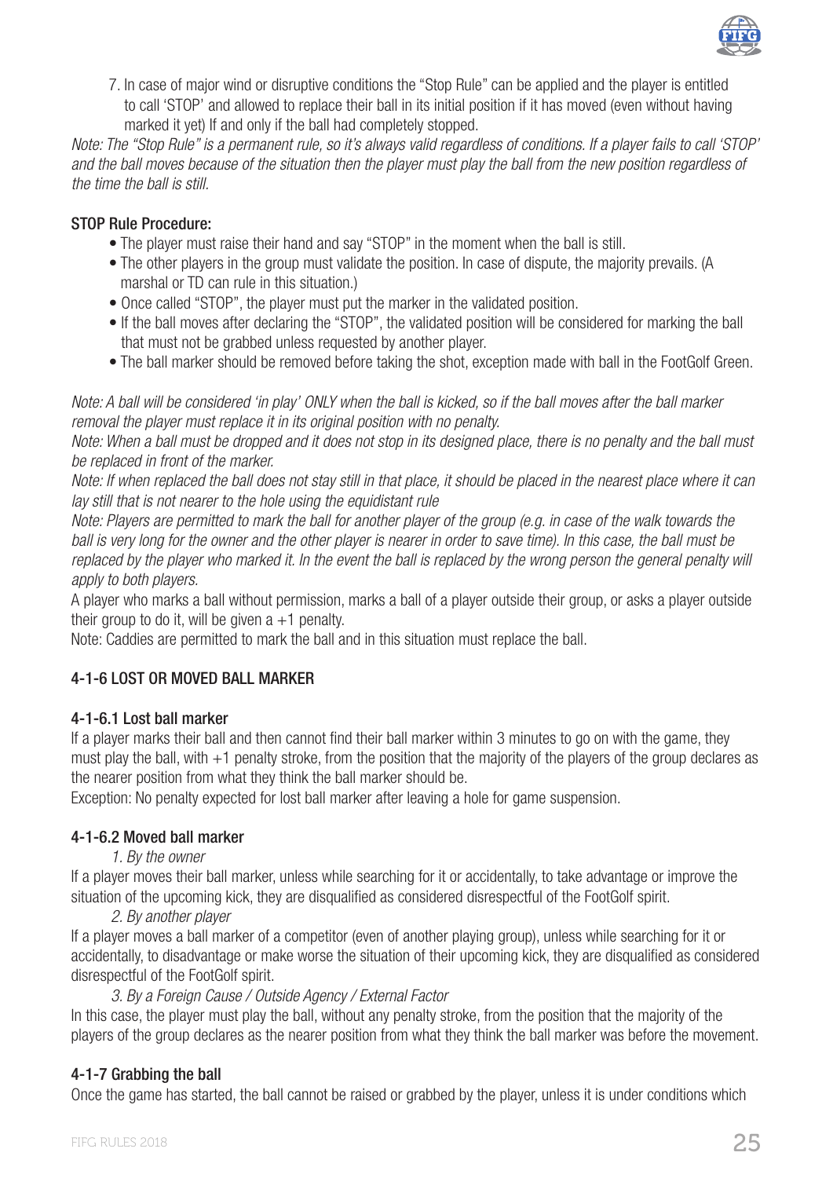7. In case of major wind or disruptive conditions the "Stop Rule" can be applied and the player is entitled to call 'STOP' and allowed to replace their ball in its initial position if it has moved (even without having marked it yet) If and only if the ball had completely stopped.

*Note: The "Stop Rule" is a permanent rule, so it's always valid regardless of conditions. If a player fails to call 'STOP' and the ball moves because of the situation then the player must play the ball from the new position regardless of the time the ball is still.*

**STOP Rule Procedure:**

- The player must raise their hand and say "STOP" in the moment when the ball is still.
- The other players in the group must validate the position. In case of dispute, the majority prevails. (A marshal or TD can rule in this situation.)
- Once called "STOP", the player must put the marker in the validated position.
- If the ball moves after declaring the "STOP", the validated position will be considered for marking the ball that must not be grabbed unless requested by another player.
- The ball marker should be removed before taking the shot, exception made with ball in the FootGolf Green.

*Note: A ball will be considered 'in play' ONLY when the ball is kicked, so if the ball moves after the ball marker removal the player must replace it in its original position with no penalty.*

*Note: When a ball must be dropped and it does not stop in its designed place, there is no penalty and the ball must be replaced in front of the marker.*

*Note: If when replaced the ball does not stay still in that place, it should be placed in the nearest place where it can lay still that is not nearer to the hole using the equidistant rule*

*Note: Players are permitted to mark the ball for another player of the group (e.g. in case of the walk towards the ball is very long for the owner and the other player is nearer in order to save time). In this case, the ball must be replaced by the player who marked it. In the event the ball is replaced by the wrong person the general penalty will apply to both players.*

A player who marks a ball without permission, marks a ball of a player outside their group, or asks a player outside their group to do it, will be given a +1 penalty.

Note: Caddies are permitted to mark the ball and in this situation must replace the ball.

### 4-1-6 LOST OR MOVED BALL MARKER

#### 4-1-6.1 Lost ball marker

If a player marks their ball and then cannot find their ball marker within 3 minutes to go on with the game, they must play the ball, with +1 penalty stroke, from the position that the majority of the players of the group declares as the nearer position from what they think the ball marker should be.

Exception: No penalty expected for lost ball marker after leaving a hole for game suspension.

#### 4-1-6.2 Moved ball marker

*1. By the owner*

If a player moves their ball marker, unless while searching for it or accidentally, to take advantage or improve the situation of the upcoming kick, they are disqualified as considered disrespectful of the FootGolf spirit.

*2. By another player*

If a player moves a ball marker of a competitor (even of another playing group), unless while searching for it or accidentally, to disadvantage or make worse the situation of their upcoming kick, they are disqualified as considered disrespectful of the FootGolf spirit.

*3. By a Foreign Cause / Outside Agency / External Factor*

In this case, the player must play the ball, without any penalty stroke, from the position that the majority of the players of the group declares as the nearer position from what they think the ball marker was before the movement.

### 4-1-7 Grabbing the ball

Once the game has started, the ball cannot be raised or grabbed by the player, unless it is under conditions which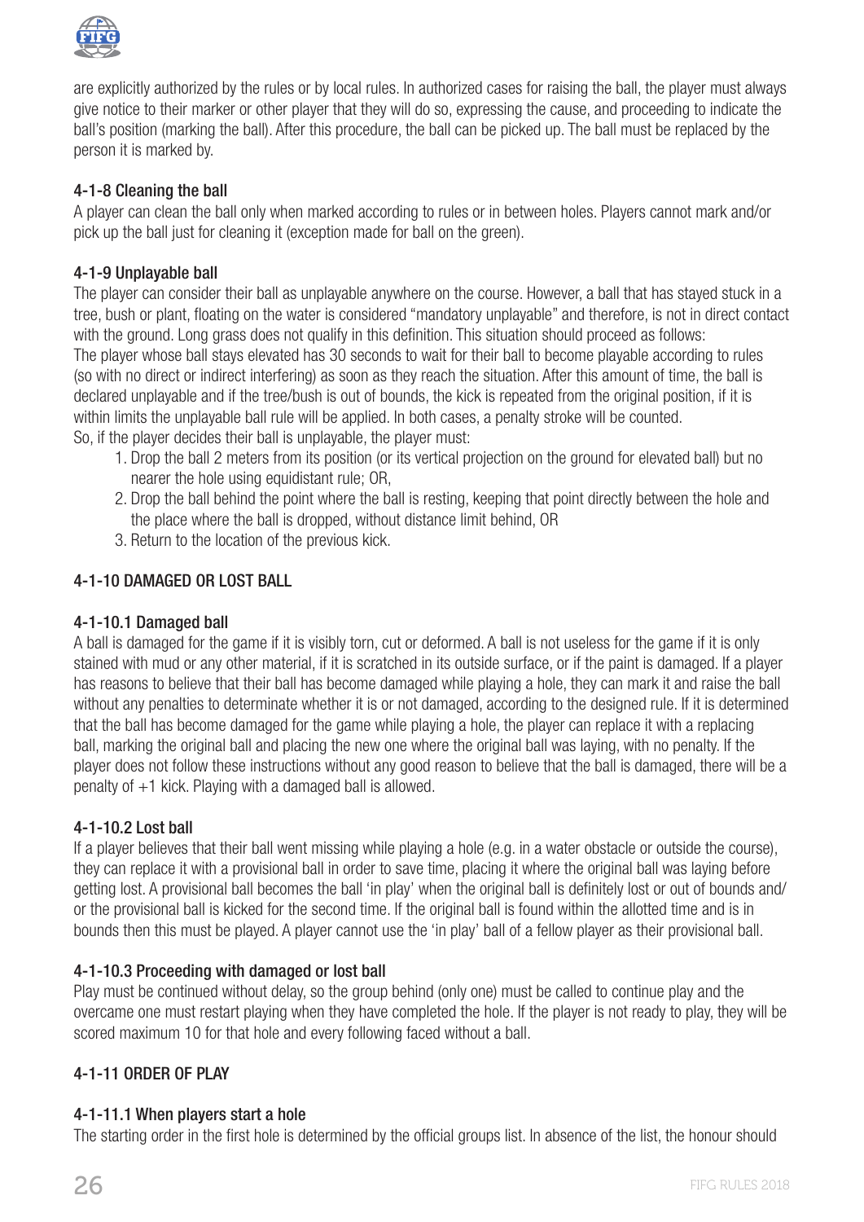are explicitly authorized by the rules or by local rules. In authorized cases for raising the ball, the player must always give notice to their marker or other player that they will do so, expressing the cause, and proceeding to indicate the ball's position (marking the ball). After this procedure, the ball can be picked up. The ball must be replaced by the person it is marked by.

#### 4-1-8 Cleaning the ball

A player can clean the ball only when marked according to rules or in between holes. Players cannot mark and/or pick up the ball just for cleaning it (exception made for ball on the green).

#### 4-1-9 Unplayable ball

The player can consider their ball as unplayable anywhere on the course. However, a ball that has stayed stuck in a tree, bush or plant, floating on the water is considered "mandatory unplayable" and therefore, is not in direct contact with the ground. Long grass does not qualify in this definition. This situation should proceed as follows:
The player whose ball stays elevated has 30 seconds to wait for their ball to become playable according to rules (so with no direct or indirect interfering) as soon as they reach the situation. After this amount of time, the ball is declared unplayable and if the tree/bush is out of bounds, the kick is repeated from the original position, if it is within limits the unplayable ball rule will be applied. In both cases, a penalty stroke will be counted.
So, if the player decides their ball is unplayable, the player must:

1. Drop the ball 2 meters from its position (or its vertical projection on the ground for elevated ball) but no nearer the hole using equidistant rule; OR,
2. Drop the ball behind the point where the ball is resting, keeping that point directly between the hole and the place where the ball is dropped, without distance limit behind, OR
3. Return to the location of the previous kick.

### 4-1-10 DAMAGED OR LOST BALL

#### 4-1-10.1 Damaged ball

A ball is damaged for the game if it is visibly torn, cut or deformed. A ball is not useless for the game if it is only stained with mud or any other material, if it is scratched in its outside surface, or if the paint is damaged. If a player has reasons to believe that their ball has become damaged while playing a hole, they can mark it and raise the ball without any penalties to determinate whether it is or not damaged, according to the designed rule. If it is determined that the ball has become damaged for the game while playing a hole, the player can replace it with a replacing ball, marking the original ball and placing the new one where the original ball was laying, with no penalty. If the player does not follow these instructions without any good reason to believe that the ball is damaged, there will be a penalty of +1 kick. Playing with a damaged ball is allowed.

#### 4-1-10.2 Lost ball

If a player believes that their ball went missing while playing a hole (e.g. in a water obstacle or outside the course), they can replace it with a provisional ball in order to save time, placing it where the original ball was laying before getting lost. A provisional ball becomes the ball 'in play' when the original ball is definitely lost or out of bounds and/or the provisional ball is kicked for the second time. If the original ball is found within the allotted time and is in bounds then this must be played. A player cannot use the 'in play' ball of a fellow player as their provisional ball.

#### 4-1-10.3 Proceeding with damaged or lost ball

Play must be continued without delay, so the group behind (only one) must be called to continue play and the overcame one must restart playing when they have completed the hole. If the player is not ready to play, they will be scored maximum 10 for that hole and every following faced without a ball.

### 4-1-11 ORDER OF PLAY

#### 4-1-11.1 When players start a hole

The starting order in the first hole is determined by the official groups list. In absence of the list, the honour should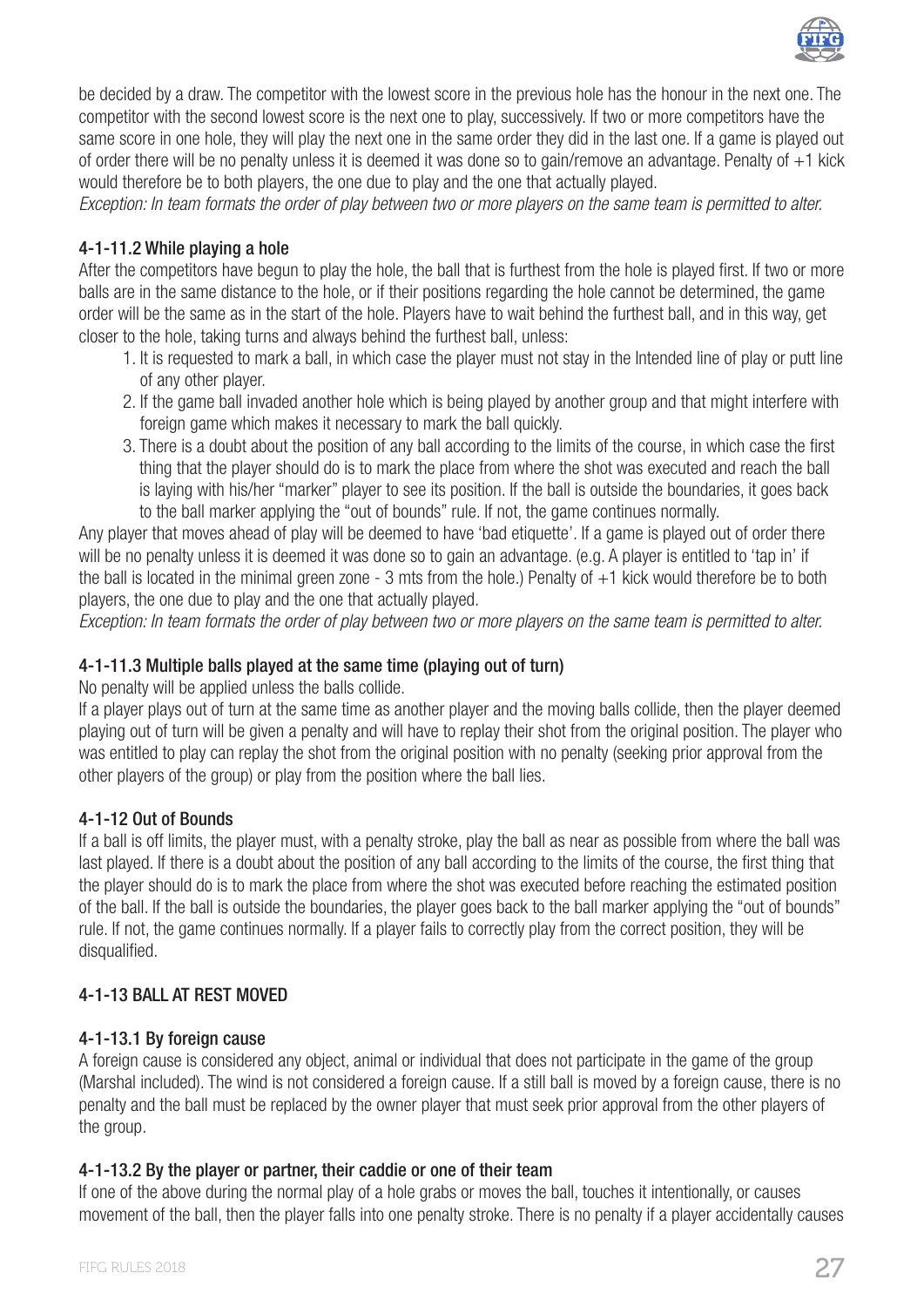be decided by a draw. The competitor with the lowest score in the previous hole has the honour in the next one. The competitor with the second lowest score is the next one to play, successively. If two or more competitors have the same score in one hole, they will play the next one in the same order they did in the last one. If a game is played out of order there will be no penalty unless it is deemed it was done so to gain/remove an advantage. Penalty of +1 kick would therefore be to both players, the one due to play and the one that actually played.

*Exception: In team formats the order of play between two or more players on the same team is permitted to alter.*

### 4-1-11.2 While playing a hole

After the competitors have begun to play the hole, the ball that is furthest from the hole is played first. If two or more balls are in the same distance to the hole, or if their positions regarding the hole cannot be determined, the game order will be the same as in the start of the hole. Players have to wait behind the furthest ball, and in this way, get closer to the hole, taking turns and always behind the furthest ball, unless:

1. It is requested to mark a ball, in which case the player must not stay in the Intended line of play or putt line of any other player.
2. If the game ball invaded another hole which is being played by another group and that might interfere with foreign game which makes it necessary to mark the ball quickly.
3. There is a doubt about the position of any ball according to the limits of the course, in which case the first thing that the player should do is to mark the place from where the shot was executed and reach the ball is laying with his/her "marker" player to see its position. If the ball is outside the boundaries, it goes back to the ball marker applying the "out of bounds" rule. If not, the game continues normally.

Any player that moves ahead of play will be deemed to have 'bad etiquette'. If a game is played out of order there will be no penalty unless it is deemed it was done so to gain an advantage. (e.g. A player is entitled to 'tap in' if the ball is located in the minimal green zone - 3 mts from the hole.) Penalty of +1 kick would therefore be to both players, the one due to play and the one that actually played.

*Exception: In team formats the order of play between two or more players on the same team is permitted to alter.*

### 4-1-11.3 Multiple balls played at the same time (playing out of turn)

No penalty will be applied unless the balls collide.

If a player plays out of turn at the same time as another player and the moving balls collide, then the player deemed playing out of turn will be given a penalty and will have to replay their shot from the original position. The player who was entitled to play can replay the shot from the original position with no penalty (seeking prior approval from the other players of the group) or play from the position where the ball lies.

### 4-1-12 Out of Bounds

If a ball is off limits, the player must, with a penalty stroke, play the ball as near as possible from where the ball was last played. If there is a doubt about the position of any ball according to the limits of the course, the first thing that the player should do is to mark the place from where the shot was executed before reaching the estimated position of the ball. If the ball is outside the boundaries, the player goes back to the ball marker applying the "out of bounds" rule. If not, the game continues normally. If a player fails to correctly play from the correct position, they will be disqualified.

### 4-1-13 BALL AT REST MOVED

### 4-1-13.1 By foreign cause

A foreign cause is considered any object, animal or individual that does not participate in the game of the group (Marshal included). The wind is not considered a foreign cause. If a still ball is moved by a foreign cause, there is no penalty and the ball must be replaced by the owner player that must seek prior approval from the other players of the group.

### 4-1-13.2 By the player or partner, their caddie or one of their team

If one of the above during the normal play of a hole grabs or moves the ball, touches it intentionally, or causes movement of the ball, then the player falls into one penalty stroke. There is no penalty if a player accidentally causes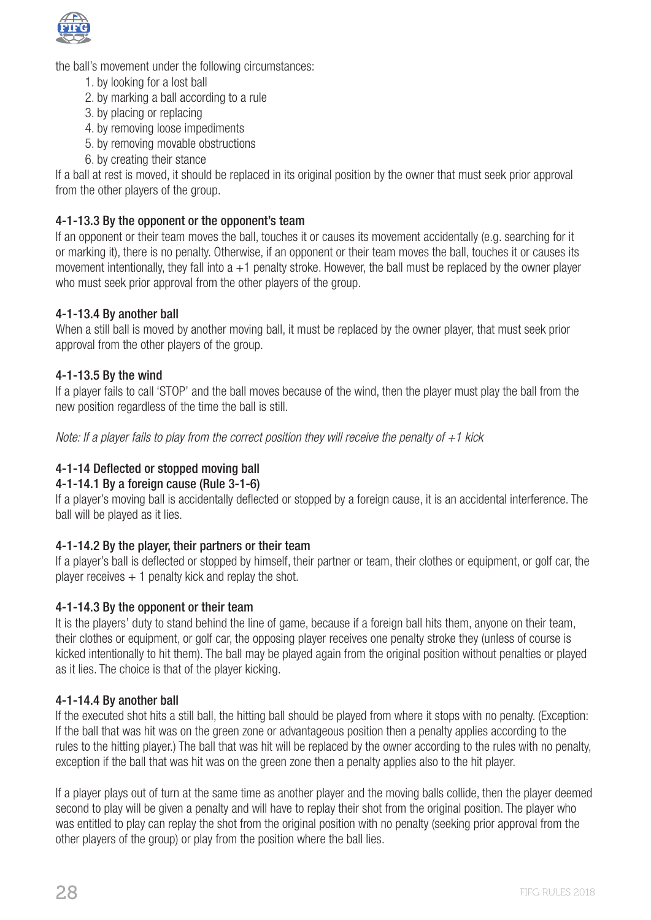the ball's movement under the following circumstances:

1. by looking for a lost ball
2. by marking a ball according to a rule
3. by placing or replacing
4. by removing loose impediments
5. by removing movable obstructions
6. by creating their stance

If a ball at rest is moved, it should be replaced in its original position by the owner that must seek prior approval from the other players of the group.

#### 4-1-13.3 By the opponent or the opponent's team

If an opponent or their team moves the ball, touches it or causes its movement accidentally (e.g. searching for it or marking it), there is no penalty. Otherwise, if an opponent or their team moves the ball, touches it or causes its movement intentionally, they fall into a +1 penalty stroke. However, the ball must be replaced by the owner player who must seek prior approval from the other players of the group.

#### 4-1-13.4 By another ball

When a still ball is moved by another moving ball, it must be replaced by the owner player, that must seek prior approval from the other players of the group.

#### 4-1-13.5 By the wind

If a player fails to call 'STOP' and the ball moves because of the wind, then the player must play the ball from the new position regardless of the time the ball is still.

*Note: If a player fails to play from the correct position they will receive the penalty of +1 kick*

### 4-1-14 Deflected or stopped moving ball

#### 4-1-14.1 By a foreign cause (Rule 3-1-6)

If a player's moving ball is accidentally deflected or stopped by a foreign cause, it is an accidental interference. The ball will be played as it lies.

#### 4-1-14.2 By the player, their partners or their team

If a player's ball is deflected or stopped by himself, their partner or team, their clothes or equipment, or golf car, the player receives + 1 penalty kick and replay the shot.

#### 4-1-14.3 By the opponent or their team

It is the players' duty to stand behind the line of game, because if a foreign ball hits them, anyone on their team, their clothes or equipment, or golf car, the opposing player receives one penalty stroke they (unless of course is kicked intentionally to hit them). The ball may be played again from the original position without penalties or played as it lies. The choice is that of the player kicking.

#### 4-1-14.4 By another ball

If the executed shot hits a still ball, the hitting ball should be played from where it stops with no penalty. (Exception: If the ball that was hit was on the green zone or advantageous position then a penalty applies according to the rules to the hitting player.) The ball that was hit will be replaced by the owner according to the rules with no penalty, exception if the ball that was hit was on the green zone then a penalty applies also to the hit player.

If a player plays out of turn at the same time as another player and the moving balls collide, then the player deemed second to play will be given a penalty and will have to replay their shot from the original position. The player who was entitled to play can replay the shot from the original position with no penalty (seeking prior approval from the other players of the group) or play from the position where the ball lies.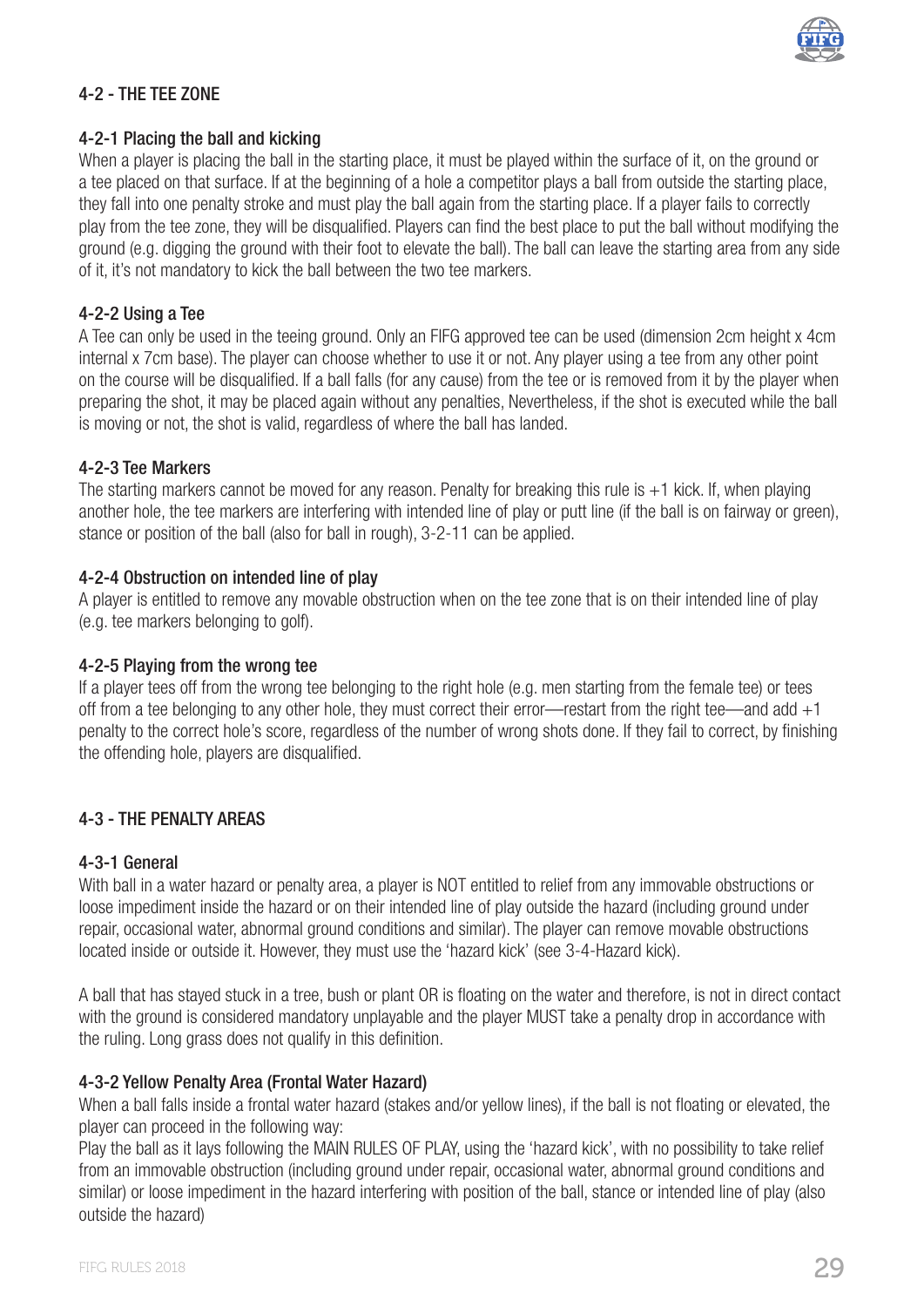## 4-2 - THE TEE ZONE

### 4-2-1 Placing the ball and kicking

When a player is placing the ball in the starting place, it must be played within the surface of it, on the ground or a tee placed on that surface. If at the beginning of a hole a competitor plays a ball from outside the starting place, they fall into one penalty stroke and must play the ball again from the starting place. If a player fails to correctly play from the tee zone, they will be disqualified. Players can find the best place to put the ball without modifying the ground (e.g. digging the ground with their foot to elevate the ball). The ball can leave the starting area from any side of it, it's not mandatory to kick the ball between the two tee markers.

### 4-2-2 Using a Tee

A Tee can only be used in the teeing ground. Only an FIFG approved tee can be used (dimension 2cm height x 4cm internal x 7cm base). The player can choose whether to use it or not. Any player using a tee from any other point on the course will be disqualified. If a ball falls (for any cause) from the tee or is removed from it by the player when preparing the shot, it may be placed again without any penalties, Nevertheless, if the shot is executed while the ball is moving or not, the shot is valid, regardless of where the ball has landed.

### 4-2-3 Tee Markers

The starting markers cannot be moved for any reason. Penalty for breaking this rule is +1 kick. If, when playing another hole, the tee markers are interfering with intended line of play or putt line (if the ball is on fairway or green), stance or position of the ball (also for ball in rough), 3-2-11 can be applied.

### 4-2-4 Obstruction on intended line of play

A player is entitled to remove any movable obstruction when on the tee zone that is on their intended line of play (e.g. tee markers belonging to golf).

### 4-2-5 Playing from the wrong tee

If a player tees off from the wrong tee belonging to the right hole (e.g. men starting from the female tee) or tees off from a tee belonging to any other hole, they must correct their error—restart from the right tee—and add +1 penalty to the correct hole's score, regardless of the number of wrong shots done. If they fail to correct, by finishing the offending hole, players are disqualified.

## 4-3 - THE PENALTY AREAS

### 4-3-1 General

With ball in a water hazard or penalty area, a player is NOT entitled to relief from any immovable obstructions or loose impediment inside the hazard or on their intended line of play outside the hazard (including ground under repair, occasional water, abnormal ground conditions and similar). The player can remove movable obstructions located inside or outside it. However, they must use the 'hazard kick' (see 3-4-Hazard kick).

A ball that has stayed stuck in a tree, bush or plant OR is floating on the water and therefore, is not in direct contact with the ground is considered mandatory unplayable and the player MUST take a penalty drop in accordance with the ruling. Long grass does not qualify in this definition.

### 4-3-2 Yellow Penalty Area (Frontal Water Hazard)

When a ball falls inside a frontal water hazard (stakes and/or yellow lines), if the ball is not floating or elevated, the player can proceed in the following way:

Play the ball as it lays following the MAIN RULES OF PLAY, using the 'hazard kick', with no possibility to take relief from an immovable obstruction (including ground under repair, occasional water, abnormal ground conditions and similar) or loose impediment in the hazard interfering with position of the ball, stance or intended line of play (also outside the hazard)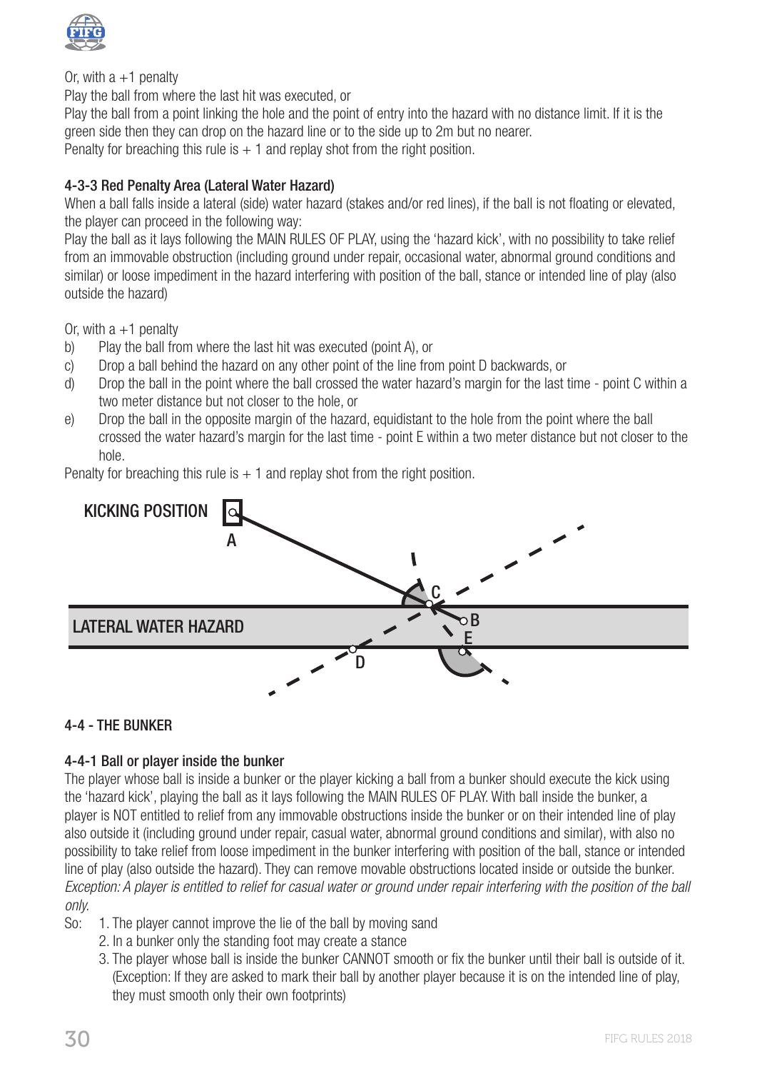Or, with a +1 penalty

Play the ball from where the last hit was executed, or

Play the ball from a point linking the hole and the point of entry into the hazard with no distance limit. If it is the green side then they can drop on the hazard line or to the side up to 2m but no nearer.

Penalty for breaching this rule is + 1 and replay shot from the right position.

#### 4-3-3 Red Penalty Area (Lateral Water Hazard)

When a ball falls inside a lateral (side) water hazard (stakes and/or red lines), if the ball is not floating or elevated, the player can proceed in the following way:

Play the ball as it lays following the MAIN RULES OF PLAY, using the 'hazard kick', with no possibility to take relief from an immovable obstruction (including ground under repair, occasional water, abnormal ground conditions and similar) or loose impediment in the hazard interfering with position of the ball, stance or intended line of play (also outside the hazard)

Or, with a +1 penalty

b) Play the ball from where the last hit was executed (point A), or
c) Drop a ball behind the hazard on any other point of the line from point D backwards, or
d) Drop the ball in the point where the ball crossed the water hazard's margin for the last time - point C within a two meter distance but not closer to the hole, or
e) Drop the ball in the opposite margin of the hazard, equidistant to the hole from the point where the ball crossed the water hazard's margin for the last time - point E within a two meter distance but not closer to the hole.

Penalty for breaching this rule is + 1 and replay shot from the right position.

KICKING POSITION A, C, B, E, D, LATERAL WATER HAZARD

### 4-4 - THE BUNKER

#### 4-4-1 Ball or player inside the bunker

The player whose ball is inside a bunker or the player kicking a ball from a bunker should execute the kick using the 'hazard kick', playing the ball as it lays following the MAIN RULES OF PLAY. With ball inside the bunker, a player is NOT entitled to relief from any immovable obstructions inside the bunker or on their intended line of play also outside it (including ground under repair, casual water, abnormal ground conditions and similar), with also no possibility to take relief from loose impediment in the bunker interfering with position of the ball, stance or intended line of play (also outside the hazard). They can remove movable obstructions located inside or outside the bunker.

*Exception: A player is entitled to relief for casual water or ground under repair interfering with the position of the ball only.*

So:
1. The player cannot improve the lie of the ball by moving sand
2. In a bunker only the standing foot may create a stance
3. The player whose ball is inside the bunker CANNOT smooth or fix the bunker until their ball is outside of it. (Exception: If they are asked to mark their ball by another player because it is on the intended line of play, they must smooth only their own footprints)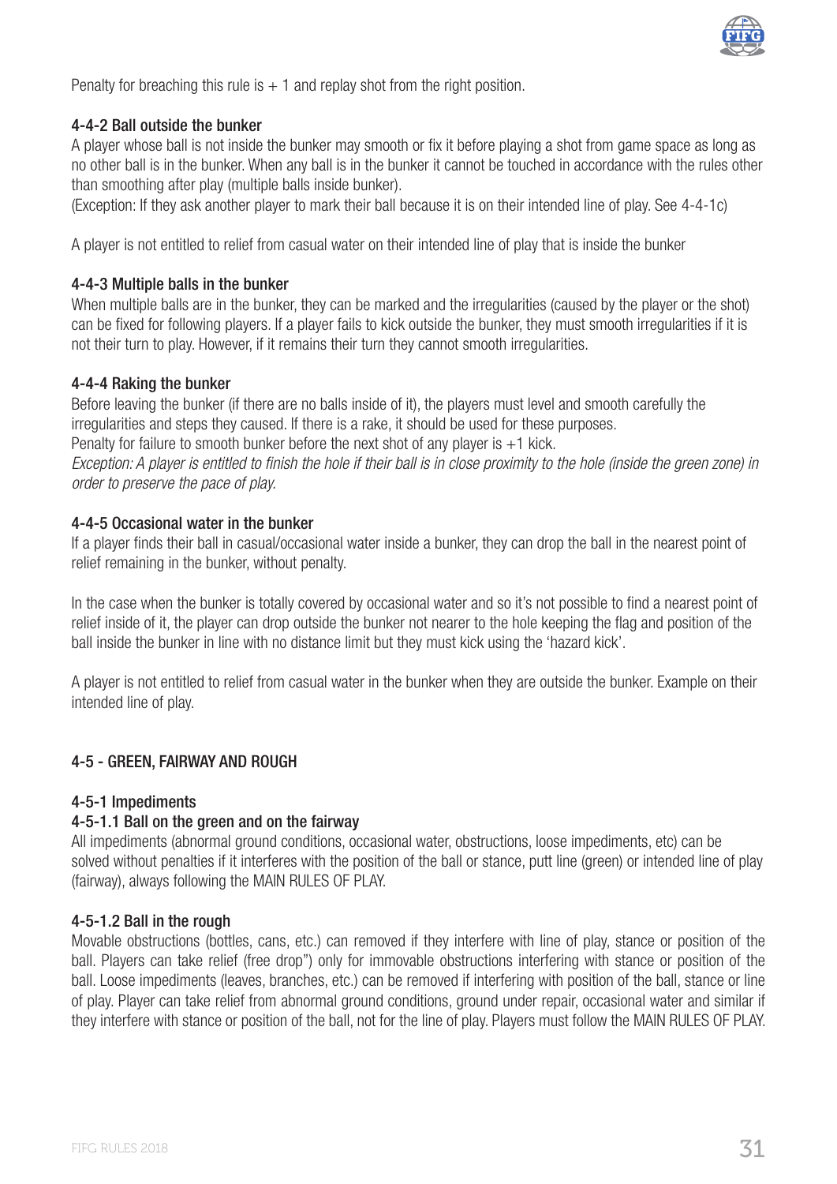Penalty for breaching this rule is + 1 and replay shot from the right position.

#### 4-4-2 Ball outside the bunker

A player whose ball is not inside the bunker may smooth or fix it before playing a shot from game space as long as no other ball is in the bunker. When any ball is in the bunker it cannot be touched in accordance with the rules other than smoothing after play (multiple balls inside bunker).
(Exception: If they ask another player to mark their ball because it is on their intended line of play. See 4-4-1c)

A player is not entitled to relief from casual water on their intended line of play that is inside the bunker

#### 4-4-3 Multiple balls in the bunker

When multiple balls are in the bunker, they can be marked and the irregularities (caused by the player or the shot) can be fixed for following players. If a player fails to kick outside the bunker, they must smooth irregularities if it is not their turn to play. However, if it remains their turn they cannot smooth irregularities.

#### 4-4-4 Raking the bunker

Before leaving the bunker (if there are no balls inside of it), the players must level and smooth carefully the irregularities and steps they caused. If there is a rake, it should be used for these purposes.
Penalty for failure to smooth bunker before the next shot of any player is +1 kick.
*Exception: A player is entitled to finish the hole if their ball is in close proximity to the hole (inside the green zone) in order to preserve the pace of play.*

#### 4-4-5 Occasional water in the bunker

If a player finds their ball in casual/occasional water inside a bunker, they can drop the ball in the nearest point of relief remaining in the bunker, without penalty.

In the case when the bunker is totally covered by occasional water and so it's not possible to find a nearest point of relief inside of it, the player can drop outside the bunker not nearer to the hole keeping the flag and position of the ball inside the bunker in line with no distance limit but they must kick using the 'hazard kick'.

A player is not entitled to relief from casual water in the bunker when they are outside the bunker. Example on their intended line of play.

### 4-5 - GREEN, FAIRWAY AND ROUGH

#### 4-5-1 Impediments

#### 4-5-1.1 Ball on the green and on the fairway

All impediments (abnormal ground conditions, occasional water, obstructions, loose impediments, etc) can be solved without penalties if it interferes with the position of the ball or stance, putt line (green) or intended line of play (fairway), always following the MAIN RULES OF PLAY.

#### 4-5-1.2 Ball in the rough

Movable obstructions (bottles, cans, etc.) can removed if they interfere with line of play, stance or position of the ball. Players can take relief (free drop") only for immovable obstructions interfering with stance or position of the ball. Loose impediments (leaves, branches, etc.) can be removed if interfering with position of the ball, stance or line of play. Player can take relief from abnormal ground conditions, ground under repair, occasional water and similar if they interfere with stance or position of the ball, not for the line of play. Players must follow the MAIN RULES OF PLAY.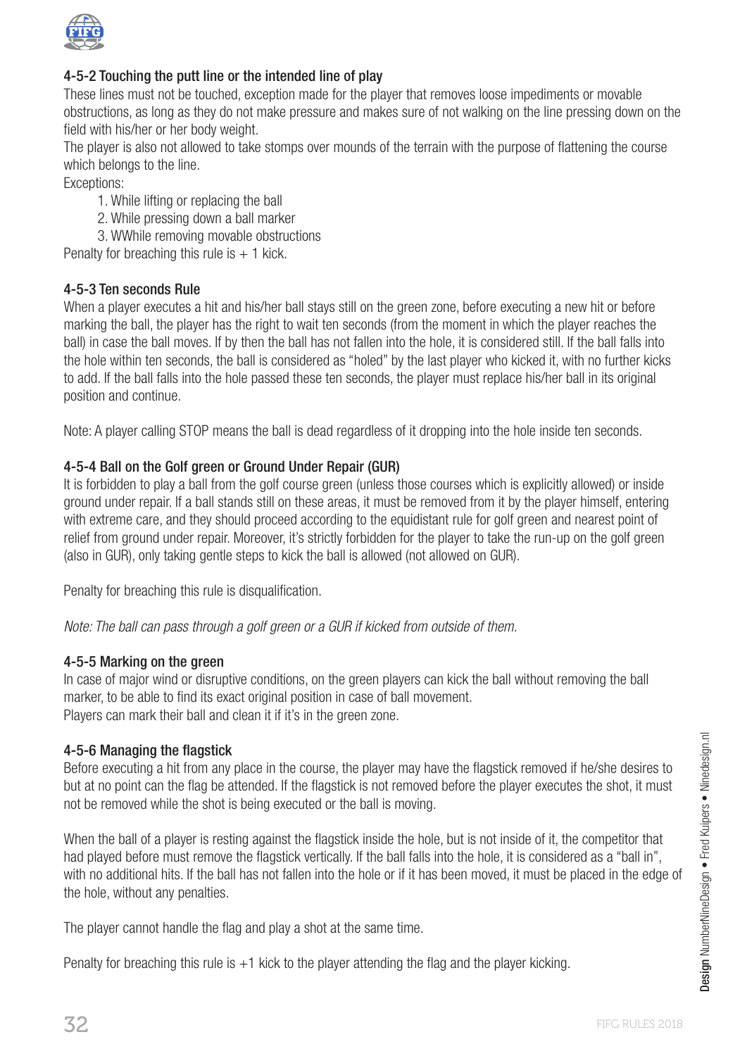### 4-5-2 Touching the putt line or the intended line of play

These lines must not be touched, exception made for the player that removes loose impediments or movable obstructions, as long as they do not make pressure and makes sure of not walking on the line pressing down on the field with his/her or her body weight.

The player is also not allowed to take stomps over mounds of the terrain with the purpose of flattening the course which belongs to the line.

Exceptions:

1. While lifting or replacing the ball
2. While pressing down a ball marker
3. WWhile removing movable obstructions

Penalty for breaching this rule is + 1 kick.

### 4-5-3 Ten seconds Rule

When a player executes a hit and his/her ball stays still on the green zone, before executing a new hit or before marking the ball, the player has the right to wait ten seconds (from the moment in which the player reaches the ball) in case the ball moves. If by then the ball has not fallen into the hole, it is considered still. If the ball falls into the hole within ten seconds, the ball is considered as "holed" by the last player who kicked it, with no further kicks to add. If the ball falls into the hole passed these ten seconds, the player must replace his/her ball in its original position and continue.

Note: A player calling STOP means the ball is dead regardless of it dropping into the hole inside ten seconds.

### 4-5-4 Ball on the Golf green or Ground Under Repair (GUR)

It is forbidden to play a ball from the golf course green (unless those courses which is explicitly allowed) or inside ground under repair. If a ball stands still on these areas, it must be removed from it by the player himself, entering with extreme care, and they should proceed according to the equidistant rule for golf green and nearest point of relief from ground under repair. Moreover, it's strictly forbidden for the player to take the run-up on the golf green (also in GUR), only taking gentle steps to kick the ball is allowed (not allowed on GUR).

Penalty for breaching this rule is disqualification.

*Note: The ball can pass through a golf green or a GUR if kicked from outside of them.*

### 4-5-5 Marking on the green

In case of major wind or disruptive conditions, on the green players can kick the ball without removing the ball marker, to be able to find its exact original position in case of ball movement.

Players can mark their ball and clean it if it's in the green zone.

### 4-5-6 Managing the flagstick

Before executing a hit from any place in the course, the player may have the flagstick removed if he/she desires to but at no point can the flag be attended. If the flagstick is not removed before the player executes the shot, it must not be removed while the shot is being executed or the ball is moving.

When the ball of a player is resting against the flagstick inside the hole, but is not inside of it, the competitor that had played before must remove the flagstick vertically. If the ball falls into the hole, it is considered as a "ball in", with no additional hits. If the ball has not fallen into the hole or if it has been moved, it must be placed in the edge of the hole, without any penalties.

The player cannot handle the flag and play a shot at the same time.

Penalty for breaching this rule is +1 kick to the player attending the flag and the player kicking.